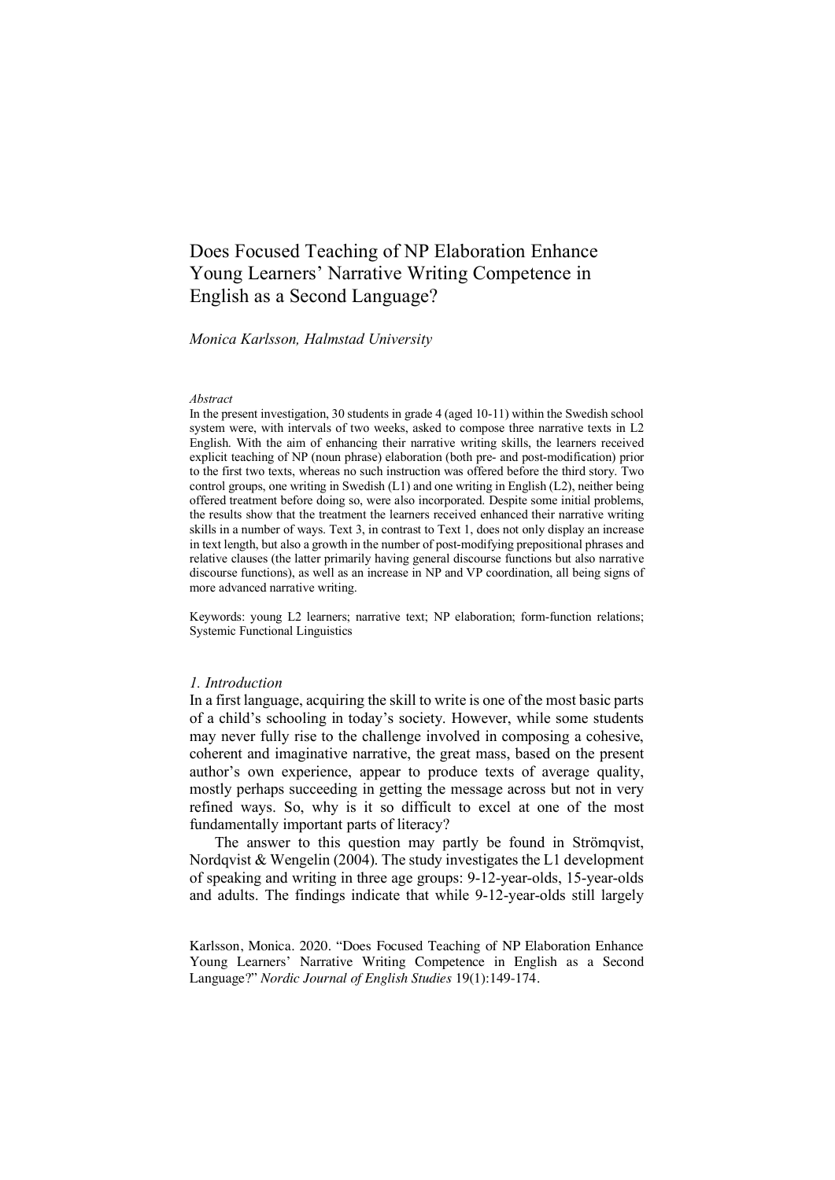# Does Focused Teaching of NP Elaboration Enhance Young Learners' Narrative Writing Competence in English as a Second Language?

*Monica Karlsson, Halmstad University*

*Abstract*

In the present investigation, 30 students in grade 4 (aged 10-11) within the Swedish school system were, with intervals of two weeks, asked to compose three narrative texts in L2 English. With the aim of enhancing their narrative writing skills, the learners received explicit teaching of NP (noun phrase) elaboration (both pre- and post-modification) prior to the first two texts, whereas no such instruction was offered before the third story. Two control groups, one writing in Swedish (L1) and one writing in English (L2), neither being offered treatment before doing so, were also incorporated. Despite some initial problems, the results show that the treatment the learners received enhanced their narrative writing skills in a number of ways. Text 3, in contrast to Text 1, does not only display an increase in text length, but also a growth in the number of post-modifying prepositional phrases and relative clauses (the latter primarily having general discourse functions but also narrative discourse functions), as well as an increase in NP and VP coordination, all being signs of more advanced narrative writing.

Keywords: young L2 learners; narrative text; NP elaboration; form-function relations; Systemic Functional Linguistics

## *1. Introduction*

In a first language, acquiring the skill to write is one of the most basic parts of a child's schooling in today's society. However, while some students may never fully rise to the challenge involved in composing a cohesive, coherent and imaginative narrative, the great mass, based on the present author's own experience, appear to produce texts of average quality, mostly perhaps succeeding in getting the message across but not in very refined ways. So, why is it so difficult to excel at one of the most fundamentally important parts of literacy?

The answer to this question may partly be found in Strömqvist, Nordqvist & Wengelin (2004). The study investigates the L1 development of speaking and writing in three age groups: 9-12-year-olds, 15-year-olds and adults. The findings indicate that while 9-12-year-olds still largely

Karlsson, Monica. 2020. "Does Focused Teaching of NP Elaboration Enhance Young Learners' Narrative Writing Competence in English as a Second Language?" *Nordic Journal of English Studies* 19(1):149-174.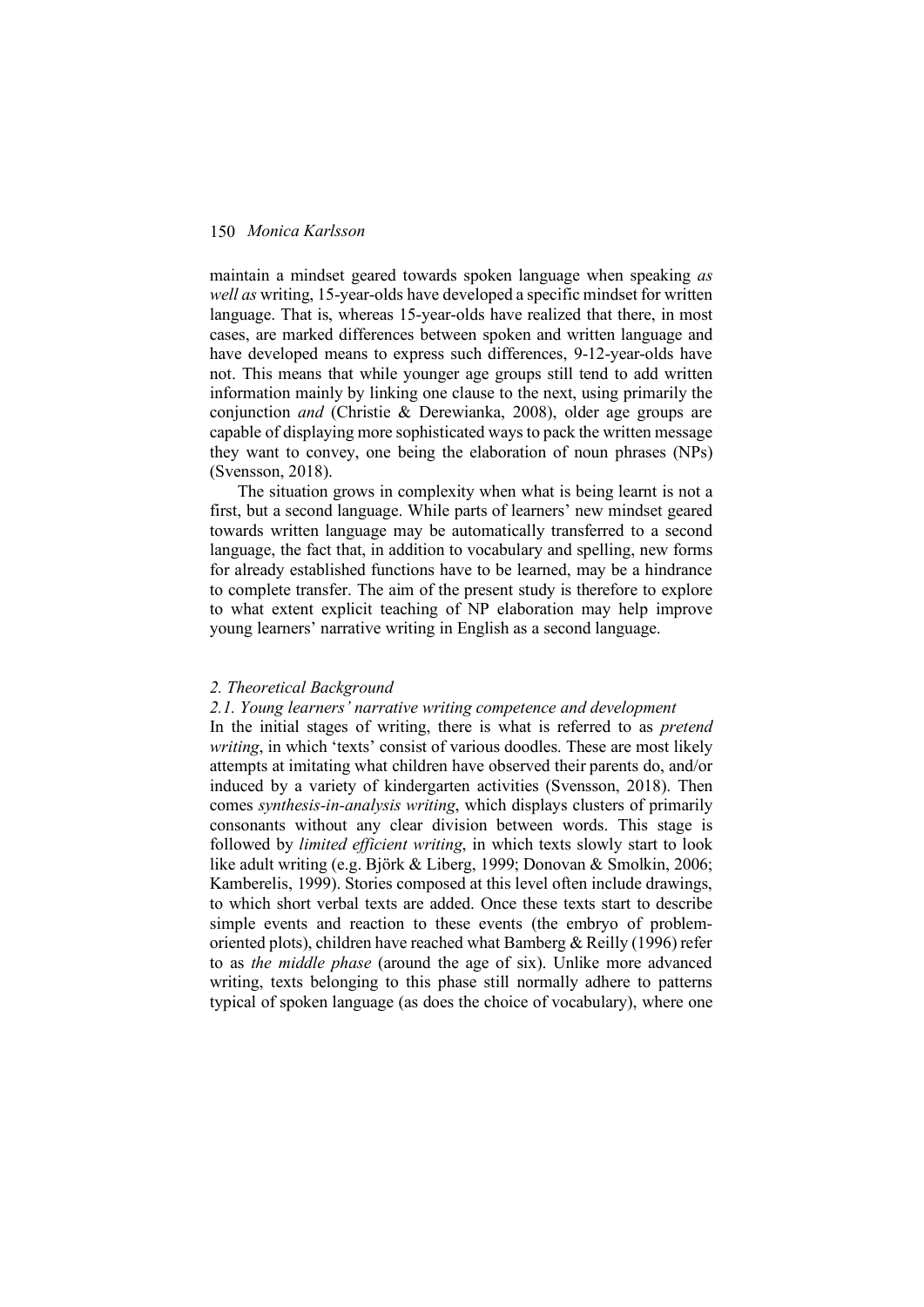maintain a mindset geared towards spoken language when speaking *as well as* writing, 15-year-olds have developed a specific mindset for written language. That is, whereas 15-year-olds have realized that there, in most cases, are marked differences between spoken and written language and have developed means to express such differences, 9-12-year-olds have not. This means that while younger age groups still tend to add written information mainly by linking one clause to the next, using primarily the conjunction *and* (Christie & Derewianka, 2008), older age groups are capable of displaying more sophisticated ways to pack the written message they want to convey, one being the elaboration of noun phrases (NPs) (Svensson, 2018).

The situation grows in complexity when what is being learnt is not a first, but a second language. While parts of learners' new mindset geared towards written language may be automatically transferred to a second language, the fact that, in addition to vocabulary and spelling, new forms for already established functions have to be learned, may be a hindrance to complete transfer. The aim of the present study is therefore to explore to what extent explicit teaching of NP elaboration may help improve young learners' narrative writing in English as a second language.

## *2. Theoretical Background*

### *2.1. Young learners' narrative writing competence and development*

In the initial stages of writing, there is what is referred to as *pretend writing*, in which 'texts' consist of various doodles. These are most likely attempts at imitating what children have observed their parents do, and/or induced by a variety of kindergarten activities (Svensson, 2018). Then comes *synthesis-in-analysis writing*, which displays clusters of primarily consonants without any clear division between words. This stage is followed by *limited efficient writing*, in which texts slowly start to look like adult writing (e.g. Björk & Liberg, 1999; Donovan & Smolkin, 2006; Kamberelis, 1999). Stories composed at this level often include drawings, to which short verbal texts are added. Once these texts start to describe simple events and reaction to these events (the embryo of problem-oriented plots), children have reached what Bamberg & Reilly (1996) refer to as *the middle phase* (around the age of six). Unlike more advanced writing, texts belonging to this phase still normally adhere to patterns typical of spoken language (as does the choice of vocabulary), where one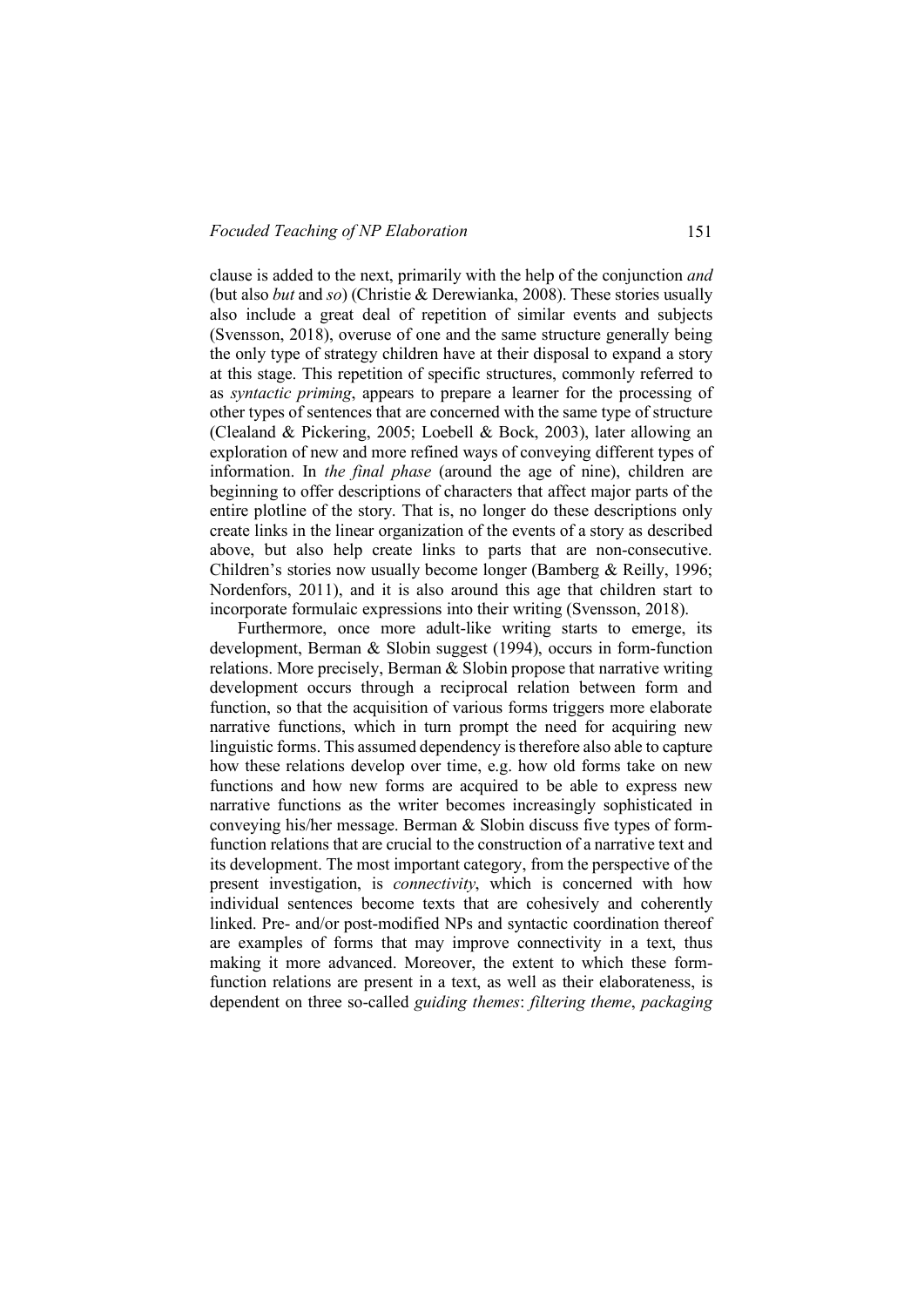clause is added to the next, primarily with the help of the conjunction *and* (but also *but* and *so*) (Christie & Derewianka, 2008). These stories usually also include a great deal of repetition of similar events and subjects (Svensson, 2018), overuse of one and the same structure generally being the only type of strategy children have at their disposal to expand a story at this stage. This repetition of specific structures, commonly referred to as *syntactic priming*, appears to prepare a learner for the processing of other types of sentences that are concerned with the same type of structure (Clealand & Pickering, 2005; Loebell & Bock, 2003), later allowing an exploration of new and more refined ways of conveying different types of information. In *the final phase* (around the age of nine), children are beginning to offer descriptions of characters that affect major parts of the entire plotline of the story. That is, no longer do these descriptions only create links in the linear organization of the events of a story as described above, but also help create links to parts that are non-consecutive. Children's stories now usually become longer (Bamberg & Reilly, 1996; Nordenfors, 2011), and it is also around this age that children start to incorporate formulaic expressions into their writing (Svensson, 2018).

Furthermore, once more adult-like writing starts to emerge, its development, Berman & Slobin suggest (1994), occurs in form-function relations. More precisely, Berman & Slobin propose that narrative writing development occurs through a reciprocal relation between form and function, so that the acquisition of various forms triggers more elaborate narrative functions, which in turn prompt the need for acquiring new linguistic forms. This assumed dependency is therefore also able to capture how these relations develop over time, e.g. how old forms take on new functions and how new forms are acquired to be able to express new narrative functions as the writer becomes increasingly sophisticated in conveying his/her message. Berman & Slobin discuss five types of form-function relations that are crucial to the construction of a narrative text and its development. The most important category, from the perspective of the present investigation, is *connectivity*, which is concerned with how individual sentences become texts that are cohesively and coherently linked. Pre- and/or post-modified NPs and syntactic coordination thereof are examples of forms that may improve connectivity in a text, thus making it more advanced. Moreover, the extent to which these form-function relations are present in a text, as well as their elaborateness, is dependent on three so-called *guiding themes*: *filtering theme*, *packaging*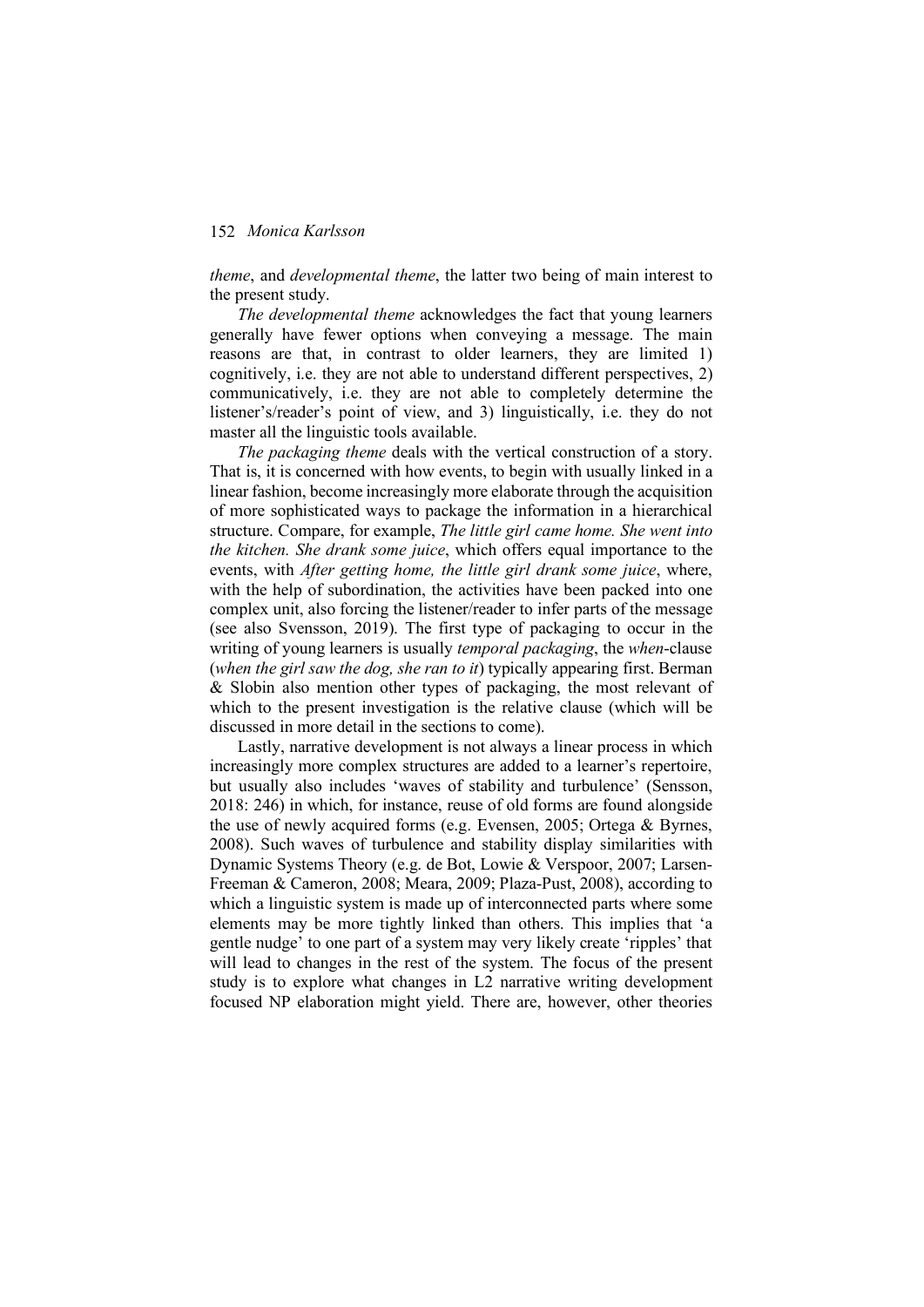*theme*, and *developmental theme*, the latter two being of main interest to the present study.

*The developmental theme* acknowledges the fact that young learners generally have fewer options when conveying a message. The main reasons are that, in contrast to older learners, they are limited 1) cognitively, i.e. they are not able to understand different perspectives, 2) communicatively, i.e. they are not able to completely determine the listener's/reader's point of view, and 3) linguistically, i.e. they do not master all the linguistic tools available.

*The packaging theme* deals with the vertical construction of a story. That is, it is concerned with how events, to begin with usually linked in a linear fashion, become increasingly more elaborate through the acquisition of more sophisticated ways to package the information in a hierarchical structure. Compare, for example, *The little girl came home. She went into the kitchen. She drank some juice*, which offers equal importance to the events, with *After getting home, the little girl drank some juice*, where, with the help of subordination, the activities have been packed into one complex unit, also forcing the listener/reader to infer parts of the message (see also Svensson, 2019). The first type of packaging to occur in the writing of young learners is usually *temporal packaging*, the *when*-clause (*when the girl saw the dog, she ran to it*) typically appearing first. Berman & Slobin also mention other types of packaging, the most relevant of which to the present investigation is the relative clause (which will be discussed in more detail in the sections to come).

Lastly, narrative development is not always a linear process in which increasingly more complex structures are added to a learner's repertoire, but usually also includes 'waves of stability and turbulence' (Sensson, 2018: 246) in which, for instance, reuse of old forms are found alongside the use of newly acquired forms (e.g. Evensen, 2005; Ortega & Byrnes, 2008). Such waves of turbulence and stability display similarities with Dynamic Systems Theory (e.g. de Bot, Lowie & Verspoor, 2007; Larsen-Freeman & Cameron, 2008; Meara, 2009; Plaza-Pust, 2008), according to which a linguistic system is made up of interconnected parts where some elements may be more tightly linked than others. This implies that 'a gentle nudge' to one part of a system may very likely create 'ripples' that will lead to changes in the rest of the system. The focus of the present study is to explore what changes in L2 narrative writing development focused NP elaboration might yield. There are, however, other theories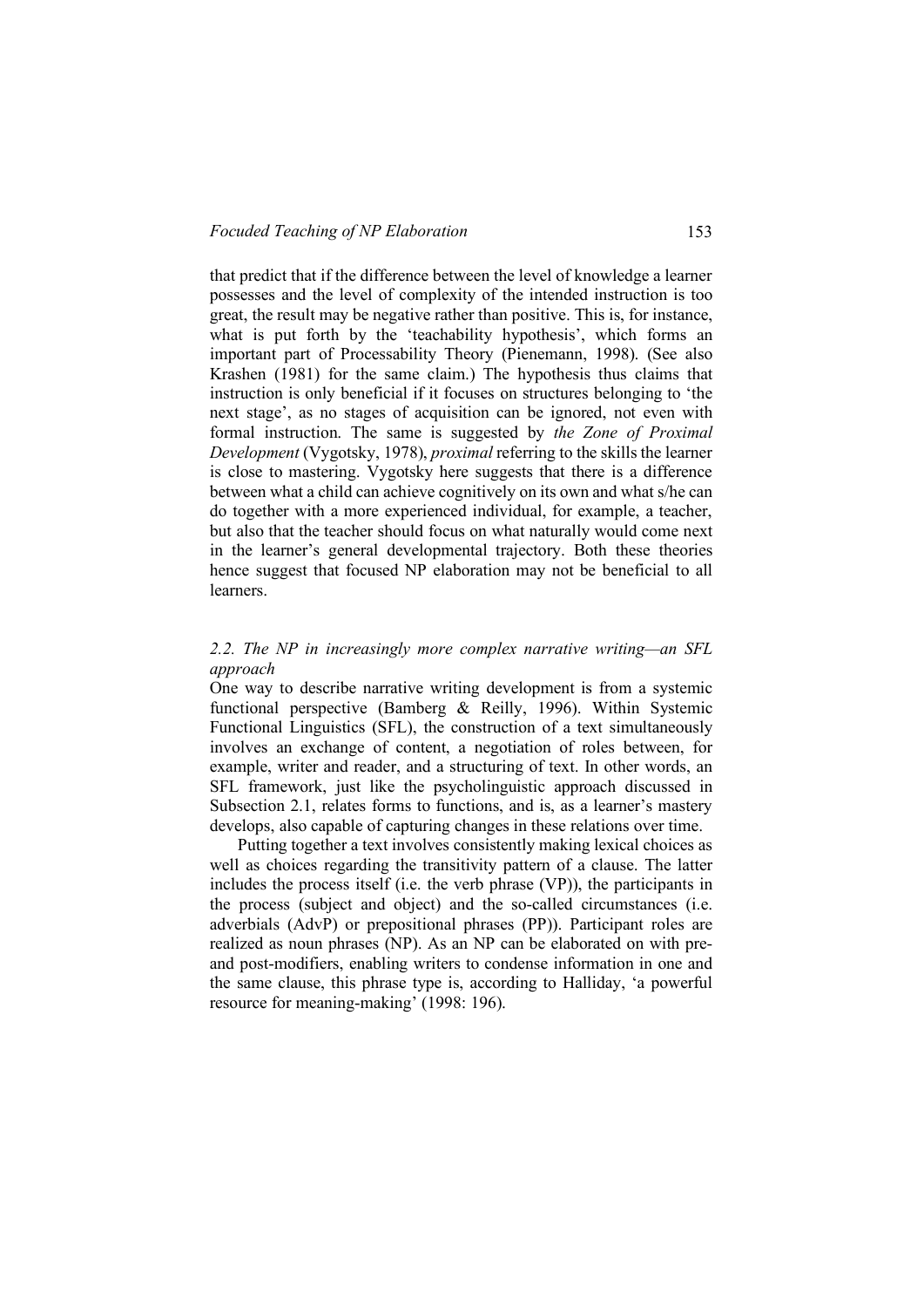that predict that if the difference between the level of knowledge a learner possesses and the level of complexity of the intended instruction is too great, the result may be negative rather than positive. This is, for instance, what is put forth by the 'teachability hypothesis', which forms an important part of Processability Theory (Pienemann, 1998). (See also Krashen (1981) for the same claim.) The hypothesis thus claims that instruction is only beneficial if it focuses on structures belonging to 'the next stage', as no stages of acquisition can be ignored, not even with formal instruction. The same is suggested by *the Zone of Proximal Development* (Vygotsky, 1978), *proximal* referring to the skills the learner is close to mastering. Vygotsky here suggests that there is a difference between what a child can achieve cognitively on its own and what s/he can do together with a more experienced individual, for example, a teacher, but also that the teacher should focus on what naturally would come next in the learner's general developmental trajectory. Both these theories hence suggest that focused NP elaboration may not be beneficial to all learners.

### *2.2. The NP in increasingly more complex narrative writing—an SFL approach*

One way to describe narrative writing development is from a systemic functional perspective (Bamberg & Reilly, 1996). Within Systemic Functional Linguistics (SFL), the construction of a text simultaneously involves an exchange of content, a negotiation of roles between, for example, writer and reader, and a structuring of text. In other words, an SFL framework, just like the psycholinguistic approach discussed in Subsection 2.1, relates forms to functions, and is, as a learner's mastery develops, also capable of capturing changes in these relations over time.

Putting together a text involves consistently making lexical choices as well as choices regarding the transitivity pattern of a clause. The latter includes the process itself (i.e. the verb phrase (VP)), the participants in the process (subject and object) and the so-called circumstances (i.e. adverbials (AdvP) or prepositional phrases (PP)). Participant roles are realized as noun phrases (NP). As an NP can be elaborated on with pre- and post-modifiers, enabling writers to condense information in one and the same clause, this phrase type is, according to Halliday, 'a powerful resource for meaning-making' (1998: 196).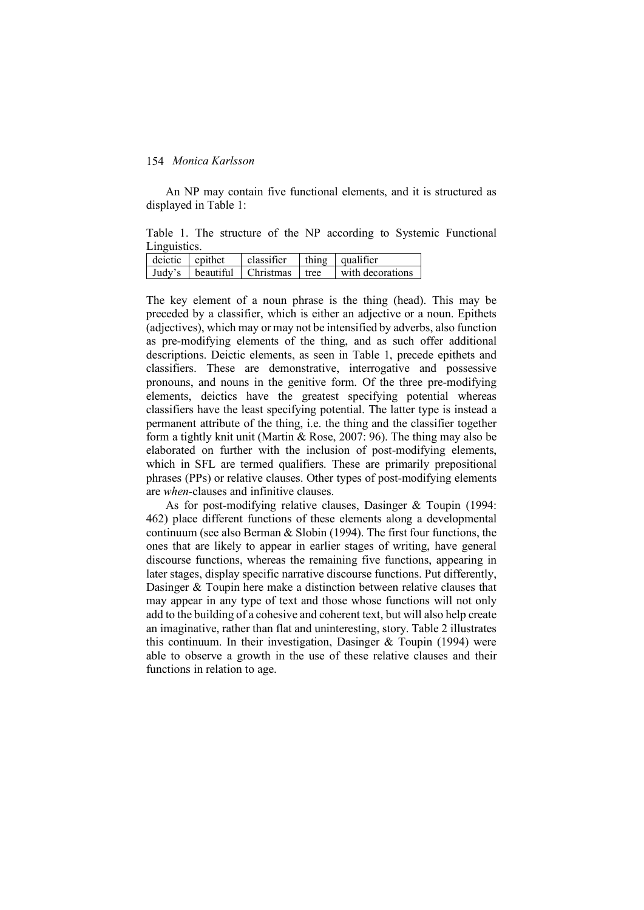An NP may contain five functional elements, and it is structured as displayed in Table 1:

Table 1. The structure of the NP according to Systemic Functional Linguistics.

| deictic | epithet | classifier | thing | qualifier |
| --- | --- | --- | --- | --- |
| Judy's | beautiful | Christmas | tree | with decorations |

The key element of a noun phrase is the thing (head). This may be preceded by a classifier, which is either an adjective or a noun. Epithets (adjectives), which may or may not be intensified by adverbs, also function as pre-modifying elements of the thing, and as such offer additional descriptions. Deictic elements, as seen in Table 1, precede epithets and classifiers. These are demonstrative, interrogative and possessive pronouns, and nouns in the genitive form. Of the three pre-modifying elements, deictics have the greatest specifying potential whereas classifiers have the least specifying potential. The latter type is instead a permanent attribute of the thing, i.e. the thing and the classifier together form a tightly knit unit (Martin & Rose, 2007: 96). The thing may also be elaborated on further with the inclusion of post-modifying elements, which in SFL are termed qualifiers. These are primarily prepositional phrases (PPs) or relative clauses. Other types of post-modifying elements are *when*-clauses and infinitive clauses.

As for post-modifying relative clauses, Dasinger & Toupin (1994: 462) place different functions of these elements along a developmental continuum (see also Berman & Slobin (1994). The first four functions, the ones that are likely to appear in earlier stages of writing, have general discourse functions, whereas the remaining five functions, appearing in later stages, display specific narrative discourse functions. Put differently, Dasinger & Toupin here make a distinction between relative clauses that may appear in any type of text and those whose functions will not only add to the building of a cohesive and coherent text, but will also help create an imaginative, rather than flat and uninteresting, story. Table 2 illustrates this continuum. In their investigation, Dasinger & Toupin (1994) were able to observe a growth in the use of these relative clauses and their functions in relation to age.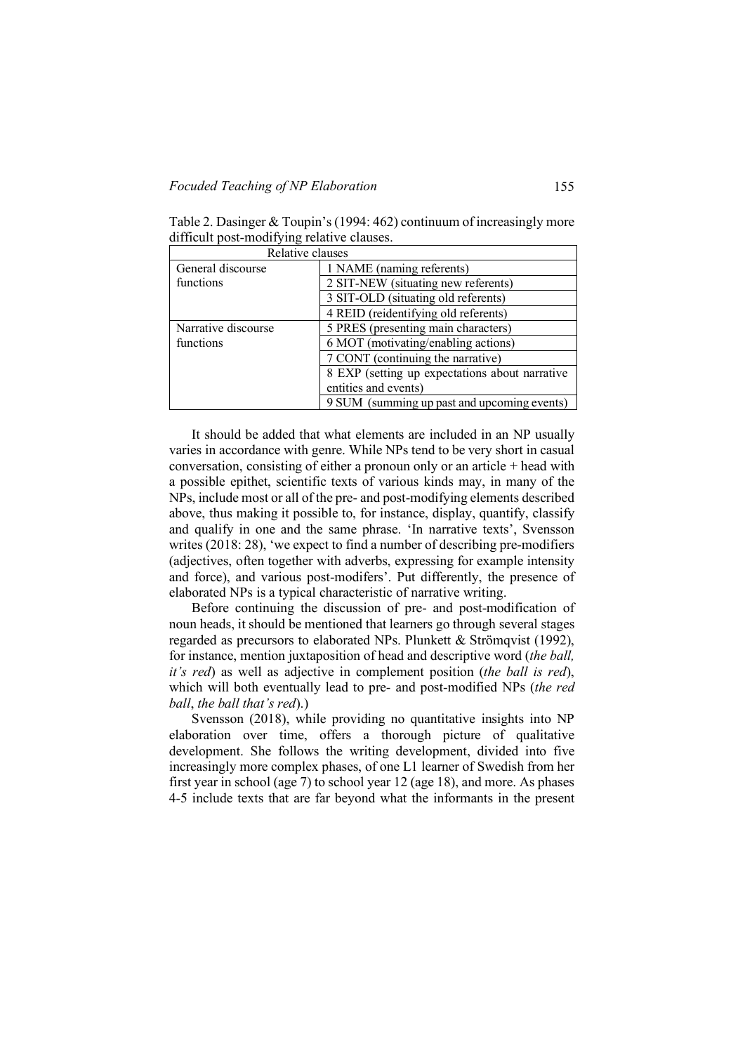Table 2. Dasinger & Toupin's (1994: 462) continuum of increasingly more difficult post-modifying relative clauses.

| Relative clauses | |
|---|---|
| General discourse functions | 1 NAME (naming referents) |
| | 2 SIT-NEW (situating new referents) |
| | 3 SIT-OLD (situating old referents) |
| | 4 REID (reidentifying old referents) |
| Narrative discourse functions | 5 PRES (presenting main characters) |
| | 6 MOT (motivating/enabling actions) |
| | 7 CONT (continuing the narrative) |
| | 8 EXP (setting up expectations about narrative entities and events) |
| | 9 SUM (summing up past and upcoming events) |

It should be added that what elements are included in an NP usually varies in accordance with genre. While NPs tend to be very short in casual conversation, consisting of either a pronoun only or an article + head with a possible epithet, scientific texts of various kinds may, in many of the NPs, include most or all of the pre- and post-modifying elements described above, thus making it possible to, for instance, display, quantify, classify and qualify in one and the same phrase. 'In narrative texts', Svensson writes (2018: 28), 'we expect to find a number of describing pre-modifiers (adjectives, often together with adverbs, expressing for example intensity and force), and various post-modifers'. Put differently, the presence of elaborated NPs is a typical characteristic of narrative writing.

Before continuing the discussion of pre- and post-modification of noun heads, it should be mentioned that learners go through several stages regarded as precursors to elaborated NPs. Plunkett & Strömqvist (1992), for instance, mention juxtaposition of head and descriptive word (*the ball, it's red*) as well as adjective in complement position (*the ball is red*), which will both eventually lead to pre- and post-modified NPs (*the red ball*, *the ball that's red*).)

Svensson (2018), while providing no quantitative insights into NP elaboration over time, offers a thorough picture of qualitative development. She follows the writing development, divided into five increasingly more complex phases, of one L1 learner of Swedish from her first year in school (age 7) to school year 12 (age 18), and more. As phases 4-5 include texts that are far beyond what the informants in the present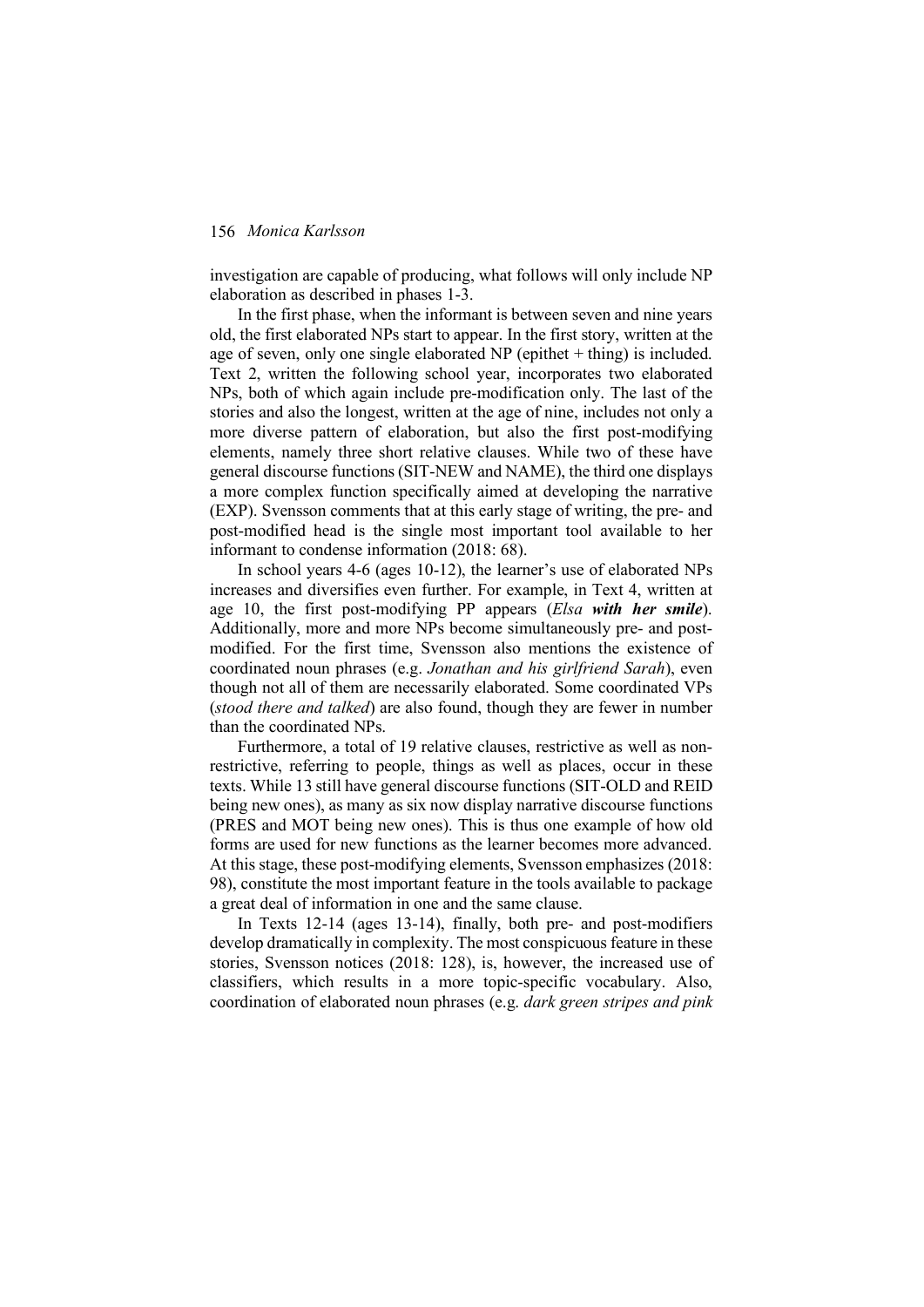investigation are capable of producing, what follows will only include NP elaboration as described in phases 1-3.

In the first phase, when the informant is between seven and nine years old, the first elaborated NPs start to appear. In the first story, written at the age of seven, only one single elaborated NP (epithet + thing) is included. Text 2, written the following school year, incorporates two elaborated NPs, both of which again include pre-modification only. The last of the stories and also the longest, written at the age of nine, includes not only a more diverse pattern of elaboration, but also the first post-modifying elements, namely three short relative clauses. While two of these have general discourse functions (SIT-NEW and NAME), the third one displays a more complex function specifically aimed at developing the narrative (EXP). Svensson comments that at this early stage of writing, the pre- and post-modified head is the single most important tool available to her informant to condense information (2018: 68).

In school years 4-6 (ages 10-12), the learner's use of elaborated NPs increases and diversifies even further. For example, in Text 4, written at age 10, the first post-modifying PP appears (*Elsa **with her smile***). Additionally, more and more NPs become simultaneously pre- and post-modified. For the first time, Svensson also mentions the existence of coordinated noun phrases (e.g. *Jonathan and his girlfriend Sarah*), even though not all of them are necessarily elaborated. Some coordinated VPs (*stood there and talked*) are also found, though they are fewer in number than the coordinated NPs.

Furthermore, a total of 19 relative clauses, restrictive as well as non-restrictive, referring to people, things as well as places, occur in these texts. While 13 still have general discourse functions (SIT-OLD and REID being new ones), as many as six now display narrative discourse functions (PRES and MOT being new ones). This is thus one example of how old forms are used for new functions as the learner becomes more advanced. At this stage, these post-modifying elements, Svensson emphasizes (2018: 98), constitute the most important feature in the tools available to package a great deal of information in one and the same clause.

In Texts 12-14 (ages 13-14), finally, both pre- and post-modifiers develop dramatically in complexity. The most conspicuous feature in these stories, Svensson notices (2018: 128), is, however, the increased use of classifiers, which results in a more topic-specific vocabulary. Also, coordination of elaborated noun phrases (e.g. *dark green stripes and pink*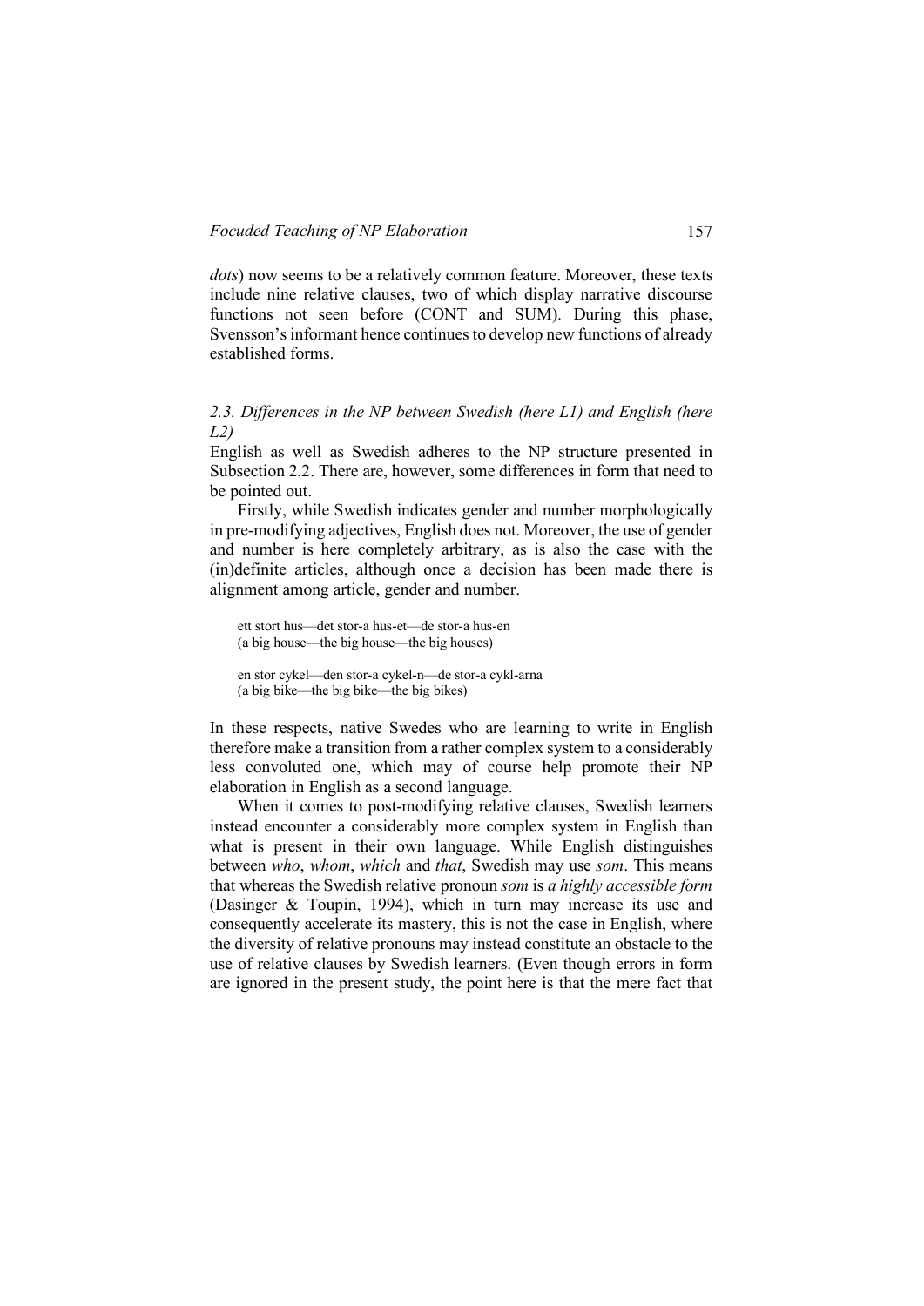*dots*) now seems to be a relatively common feature. Moreover, these texts include nine relative clauses, two of which display narrative discourse functions not seen before (CONT and SUM). During this phase, Svensson's informant hence continues to develop new functions of already established forms.

### *2.3. Differences in the NP between Swedish (here L1) and English (here L2)*

English as well as Swedish adheres to the NP structure presented in Subsection 2.2. There are, however, some differences in form that need to be pointed out.

Firstly, while Swedish indicates gender and number morphologically in pre-modifying adjectives, English does not. Moreover, the use of gender and number is here completely arbitrary, as is also the case with the (in)definite articles, although once a decision has been made there is alignment among article, gender and number.

> ett stort hus—det stor-a hus-et—de stor-a hus-en
> (a big house—the big house—the big houses)
>
> en stor cykel—den stor-a cykel-n—de stor-a cykl-arna
> (a big bike—the big bike—the big bikes)

In these respects, native Swedes who are learning to write in English therefore make a transition from a rather complex system to a considerably less convoluted one, which may of course help promote their NP elaboration in English as a second language.

When it comes to post-modifying relative clauses, Swedish learners instead encounter a considerably more complex system in English than what is present in their own language. While English distinguishes between *who*, *whom*, *which* and *that*, Swedish may use *som*. This means that whereas the Swedish relative pronoun *som* is *a highly accessible form* (Dasinger & Toupin, 1994), which in turn may increase its use and consequently accelerate its mastery, this is not the case in English, where the diversity of relative pronouns may instead constitute an obstacle to the use of relative clauses by Swedish learners. (Even though errors in form are ignored in the present study, the point here is that the mere fact that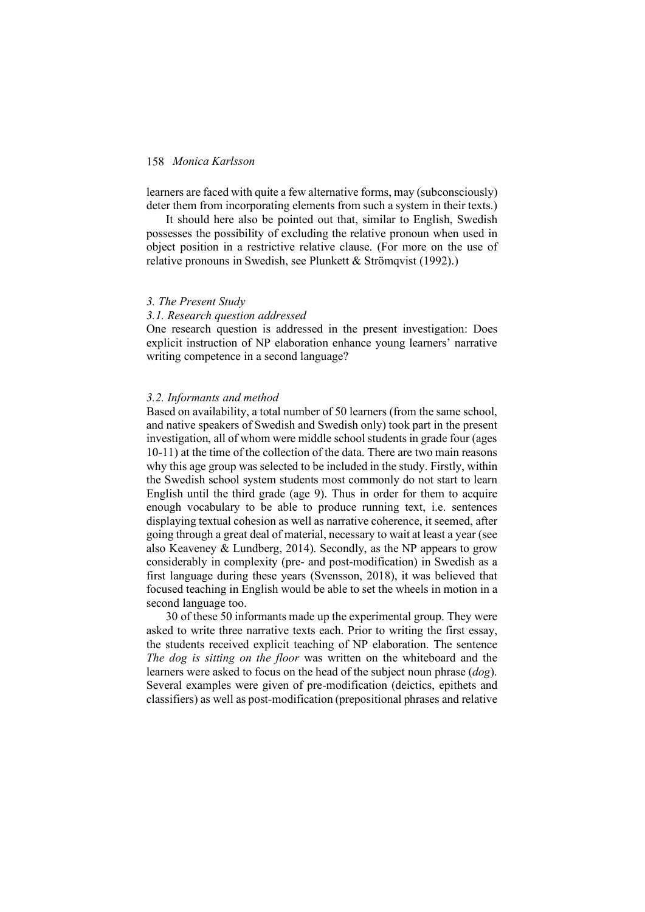learners are faced with quite a few alternative forms, may (subconsciously) deter them from incorporating elements from such a system in their texts.)

It should here also be pointed out that, similar to English, Swedish possesses the possibility of excluding the relative pronoun when used in object position in a restrictive relative clause. (For more on the use of relative pronouns in Swedish, see Plunkett & Strömqvist (1992).)

### *3. The Present Study*

#### *3.1. Research question addressed*

One research question is addressed in the present investigation: Does explicit instruction of NP elaboration enhance young learners' narrative writing competence in a second language?

#### *3.2. Informants and method*

Based on availability, a total number of 50 learners (from the same school, and native speakers of Swedish and Swedish only) took part in the present investigation, all of whom were middle school students in grade four (ages 10-11) at the time of the collection of the data. There are two main reasons why this age group was selected to be included in the study. Firstly, within the Swedish school system students most commonly do not start to learn English until the third grade (age 9). Thus in order for them to acquire enough vocabulary to be able to produce running text, i.e. sentences displaying textual cohesion as well as narrative coherence, it seemed, after going through a great deal of material, necessary to wait at least a year (see also Keaveney & Lundberg, 2014). Secondly, as the NP appears to grow considerably in complexity (pre- and post-modification) in Swedish as a first language during these years (Svensson, 2018), it was believed that focused teaching in English would be able to set the wheels in motion in a second language too.

30 of these 50 informants made up the experimental group. They were asked to write three narrative texts each. Prior to writing the first essay, the students received explicit teaching of NP elaboration. The sentence *The dog is sitting on the floor* was written on the whiteboard and the learners were asked to focus on the head of the subject noun phrase (*dog*). Several examples were given of pre-modification (deictics, epithets and classifiers) as well as post-modification (prepositional phrases and relative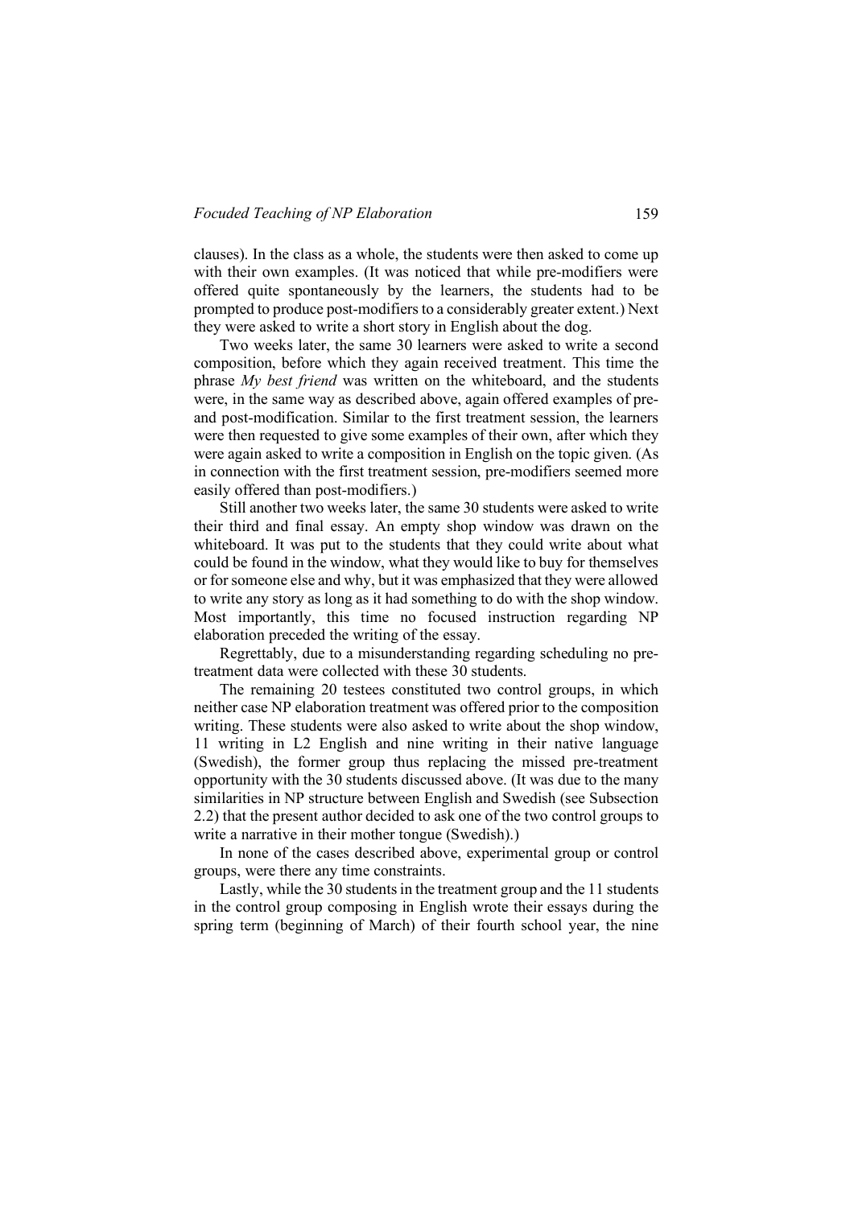clauses). In the class as a whole, the students were then asked to come up with their own examples. (It was noticed that while pre-modifiers were offered quite spontaneously by the learners, the students had to be prompted to produce post-modifiers to a considerably greater extent.) Next they were asked to write a short story in English about the dog.

Two weeks later, the same 30 learners were asked to write a second composition, before which they again received treatment. This time the phrase *My best friend* was written on the whiteboard, and the students were, in the same way as described above, again offered examples of pre- and post-modification. Similar to the first treatment session, the learners were then requested to give some examples of their own, after which they were again asked to write a composition in English on the topic given. (As in connection with the first treatment session, pre-modifiers seemed more easily offered than post-modifiers.)

Still another two weeks later, the same 30 students were asked to write their third and final essay. An empty shop window was drawn on the whiteboard. It was put to the students that they could write about what could be found in the window, what they would like to buy for themselves or for someone else and why, but it was emphasized that they were allowed to write any story as long as it had something to do with the shop window. Most importantly, this time no focused instruction regarding NP elaboration preceded the writing of the essay.

Regrettably, due to a misunderstanding regarding scheduling no pre-treatment data were collected with these 30 students.

The remaining 20 testees constituted two control groups, in which neither case NP elaboration treatment was offered prior to the composition writing. These students were also asked to write about the shop window, 11 writing in L2 English and nine writing in their native language (Swedish), the former group thus replacing the missed pre-treatment opportunity with the 30 students discussed above. (It was due to the many similarities in NP structure between English and Swedish (see Subsection 2.2) that the present author decided to ask one of the two control groups to write a narrative in their mother tongue (Swedish).)

In none of the cases described above, experimental group or control groups, were there any time constraints.

Lastly, while the 30 students in the treatment group and the 11 students in the control group composing in English wrote their essays during the spring term (beginning of March) of their fourth school year, the nine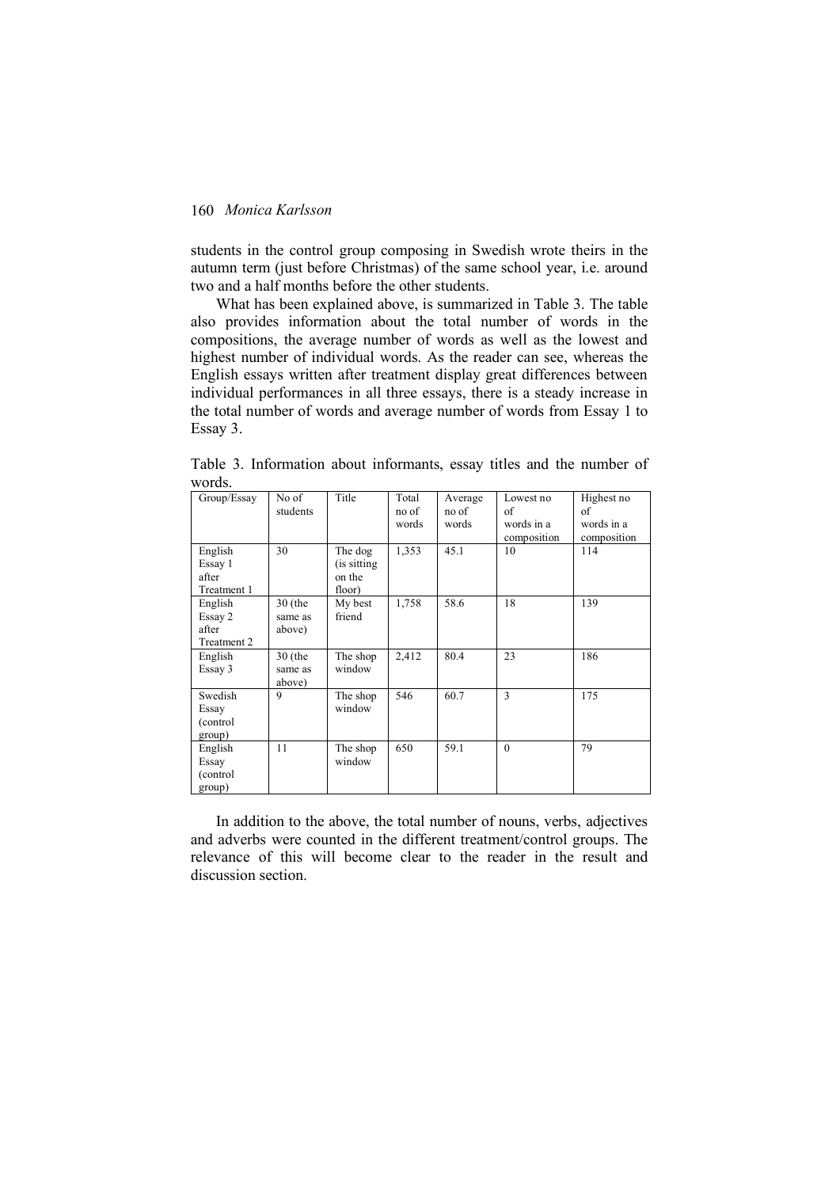students in the control group composing in Swedish wrote theirs in the autumn term (just before Christmas) of the same school year, i.e. around two and a half months before the other students.

What has been explained above, is summarized in Table 3. The table also provides information about the total number of words in the compositions, the average number of words as well as the lowest and highest number of individual words. As the reader can see, whereas the English essays written after treatment display great differences between individual performances in all three essays, there is a steady increase in the total number of words and average number of words from Essay 1 to Essay 3.

Table 3. Information about informants, essay titles and the number of words.

| Group/Essay | No of students | Title | Total no of words | Average no of words | Lowest no of words in a composition | Highest no of words in a composition |
|---|---|---|---|---|---|---|
| English Essay 1 after Treatment 1 | 30 | The dog (is sitting on the floor) | 1,353 | 45.1 | 10 | 114 |
| English Essay 2 after Treatment 2 | 30 (the same as above) | My best friend | 1,758 | 58.6 | 18 | 139 |
| English Essay 3 | 30 (the same as above) | The shop window | 2,412 | 80.4 | 23 | 186 |
| Swedish Essay (control group) | 9 | The shop window | 546 | 60.7 | 3 | 175 |
| English Essay (control group) | 11 | The shop window | 650 | 59.1 | 0 | 79 |

In addition to the above, the total number of nouns, verbs, adjectives and adverbs were counted in the different treatment/control groups. The relevance of this will become clear to the reader in the result and discussion section.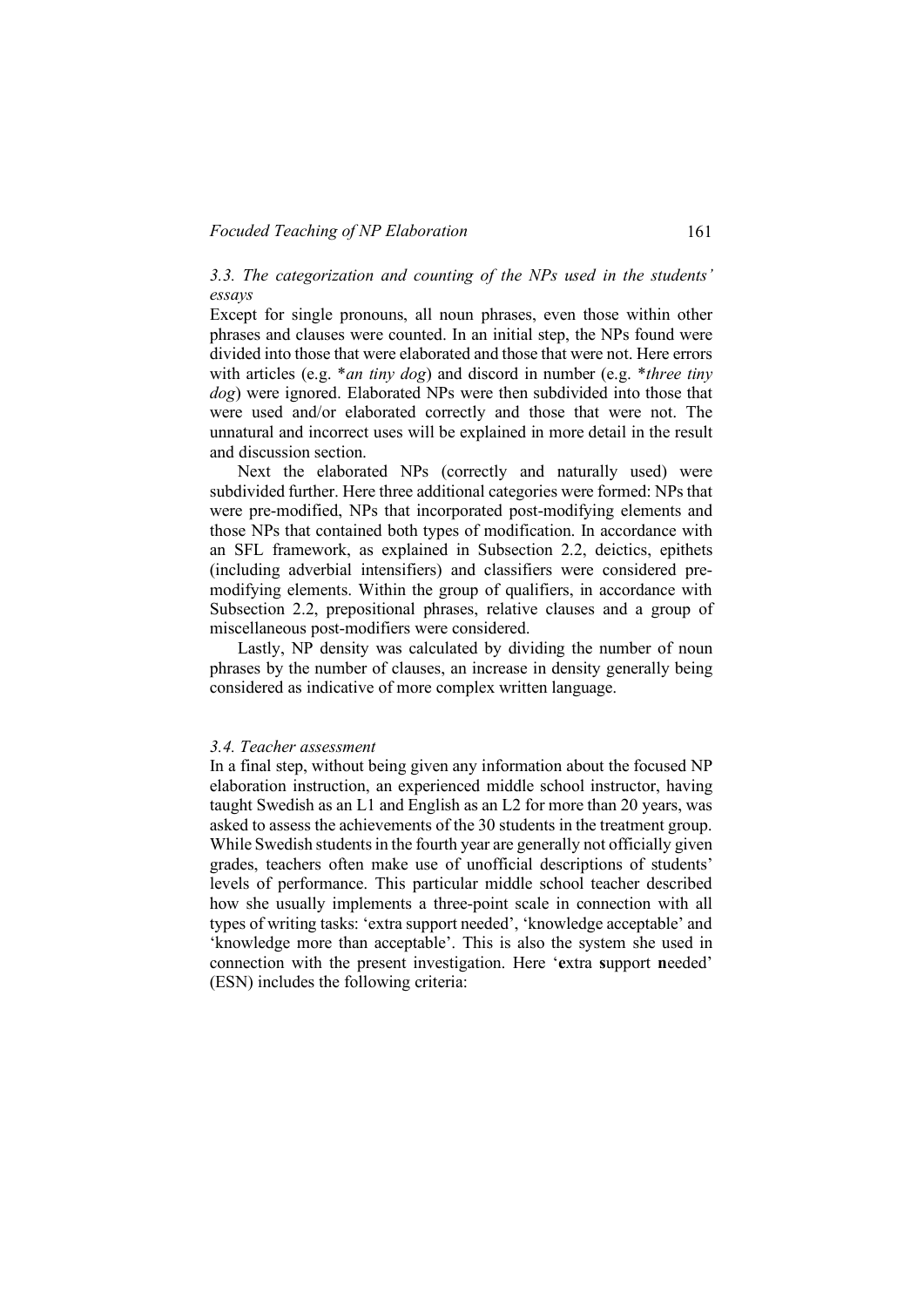### 3.3. The categorization and counting of the NPs used in the students' essays

Except for single pronouns, all noun phrases, even those within other phrases and clauses were counted. In an initial step, the NPs found were divided into those that were elaborated and those that were not. Here errors with articles (e.g. \**an tiny dog*) and discord in number (e.g. \**three tiny dog*) were ignored. Elaborated NPs were then subdivided into those that were used and/or elaborated correctly and those that were not. The unnatural and incorrect uses will be explained in more detail in the result and discussion section.

Next the elaborated NPs (correctly and naturally used) were subdivided further. Here three additional categories were formed: NPs that were pre-modified, NPs that incorporated post-modifying elements and those NPs that contained both types of modification. In accordance with an SFL framework, as explained in Subsection 2.2, deictics, epithets (including adverbial intensifiers) and classifiers were considered pre-modifying elements. Within the group of qualifiers, in accordance with Subsection 2.2, prepositional phrases, relative clauses and a group of miscellaneous post-modifiers were considered.

Lastly, NP density was calculated by dividing the number of noun phrases by the number of clauses, an increase in density generally being considered as indicative of more complex written language.

### 3.4. Teacher assessment

In a final step, without being given any information about the focused NP elaboration instruction, an experienced middle school instructor, having taught Swedish as an L1 and English as an L2 for more than 20 years, was asked to assess the achievements of the 30 students in the treatment group. While Swedish students in the fourth year are generally not officially given grades, teachers often make use of unofficial descriptions of students' levels of performance. This particular middle school teacher described how she usually implements a three-point scale in connection with all types of writing tasks: 'extra support needed', 'knowledge acceptable' and 'knowledge more than acceptable'. This is also the system she used in connection with the present investigation. Here '**e**xtra **s**upport **n**eeded' (ESN) includes the following criteria: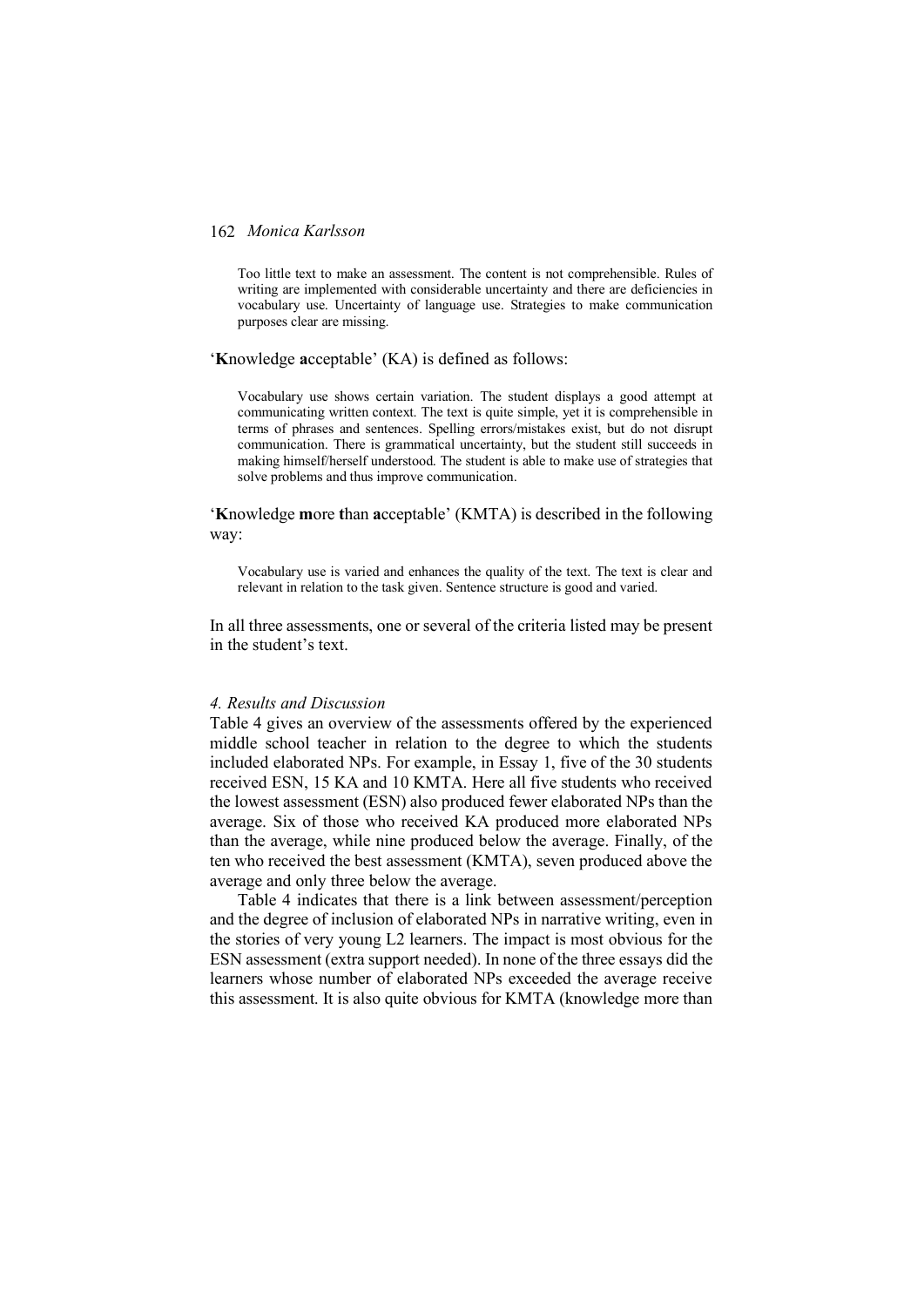> Too little text to make an assessment. The content is not comprehensible. Rules of writing are implemented with considerable uncertainty and there are deficiencies in vocabulary use. Uncertainty of language use. Strategies to make communication purposes clear are missing.

'**K**nowledge **a**cceptable' (KA) is defined as follows:

> Vocabulary use shows certain variation. The student displays a good attempt at communicating written context. The text is quite simple, yet it is comprehensible in terms of phrases and sentences. Spelling errors/mistakes exist, but do not disrupt communication. There is grammatical uncertainty, but the student still succeeds in making himself/herself understood. The student is able to make use of strategies that solve problems and thus improve communication.

'**K**nowledge **m**ore **t**han **a**cceptable' (KMTA) is described in the following way:

> Vocabulary use is varied and enhances the quality of the text. The text is clear and relevant in relation to the task given. Sentence structure is good and varied.

In all three assessments, one or several of the criteria listed may be present in the student's text.

### *4. Results and Discussion*

Table 4 gives an overview of the assessments offered by the experienced middle school teacher in relation to the degree to which the students included elaborated NPs. For example, in Essay 1, five of the 30 students received ESN, 15 KA and 10 KMTA. Here all five students who received the lowest assessment (ESN) also produced fewer elaborated NPs than the average. Six of those who received KA produced more elaborated NPs than the average, while nine produced below the average. Finally, of the ten who received the best assessment (KMTA), seven produced above the average and only three below the average.

Table 4 indicates that there is a link between assessment/perception and the degree of inclusion of elaborated NPs in narrative writing, even in the stories of very young L2 learners. The impact is most obvious for the ESN assessment (extra support needed). In none of the three essays did the learners whose number of elaborated NPs exceeded the average receive this assessment. It is also quite obvious for KMTA (knowledge more than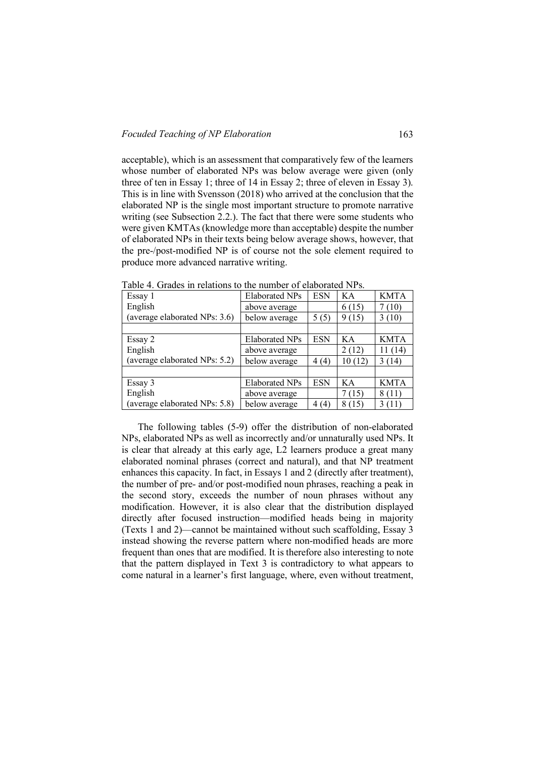acceptable), which is an assessment that comparatively few of the learners whose number of elaborated NPs was below average were given (only three of ten in Essay 1; three of 14 in Essay 2; three of eleven in Essay 3). This is in line with Svensson (2018) who arrived at the conclusion that the elaborated NP is the single most important structure to promote narrative writing (see Subsection 2.2.). The fact that there were some students who were given KMTAs (knowledge more than acceptable) despite the number of elaborated NPs in their texts being below average shows, however, that the pre-/post-modified NP is of course not the sole element required to produce more advanced narrative writing.

Table 4. Grades in relations to the number of elaborated NPs.

| Essay 1 | Elaborated NPs | ESN | KA | KMTA |
|---|---|---|---|---|
| English | above average | | 6 (15) | 7 (10) |
| (average elaborated NPs: 3.6) | below average | 5 (5) | 9 (15) | 3 (10) |
| | | | | |
| Essay 2 | Elaborated NPs | ESN | KA | KMTA |
| English | above average | | 2 (12) | 11 (14) |
| (average elaborated NPs: 5.2) | below average | 4 (4) | 10 (12) | 3 (14) |
| | | | | |
| Essay 3 | Elaborated NPs | ESN | KA | KMTA |
| English | above average | | 7 (15) | 8 (11) |
| (average elaborated NPs: 5.8) | below average | 4 (4) | 8 (15) | 3 (11) |

The following tables (5-9) offer the distribution of non-elaborated NPs, elaborated NPs as well as incorrectly and/or unnaturally used NPs. It is clear that already at this early age, L2 learners produce a great many elaborated nominal phrases (correct and natural), and that NP treatment enhances this capacity. In fact, in Essays 1 and 2 (directly after treatment), the number of pre- and/or post-modified noun phrases, reaching a peak in the second story, exceeds the number of noun phrases without any modification. However, it is also clear that the distribution displayed directly after focused instruction—modified heads being in majority (Texts 1 and 2)—cannot be maintained without such scaffolding, Essay 3 instead showing the reverse pattern where non-modified heads are more frequent than ones that are modified. It is therefore also interesting to note that the pattern displayed in Text 3 is contradictory to what appears to come natural in a learner's first language, where, even without treatment,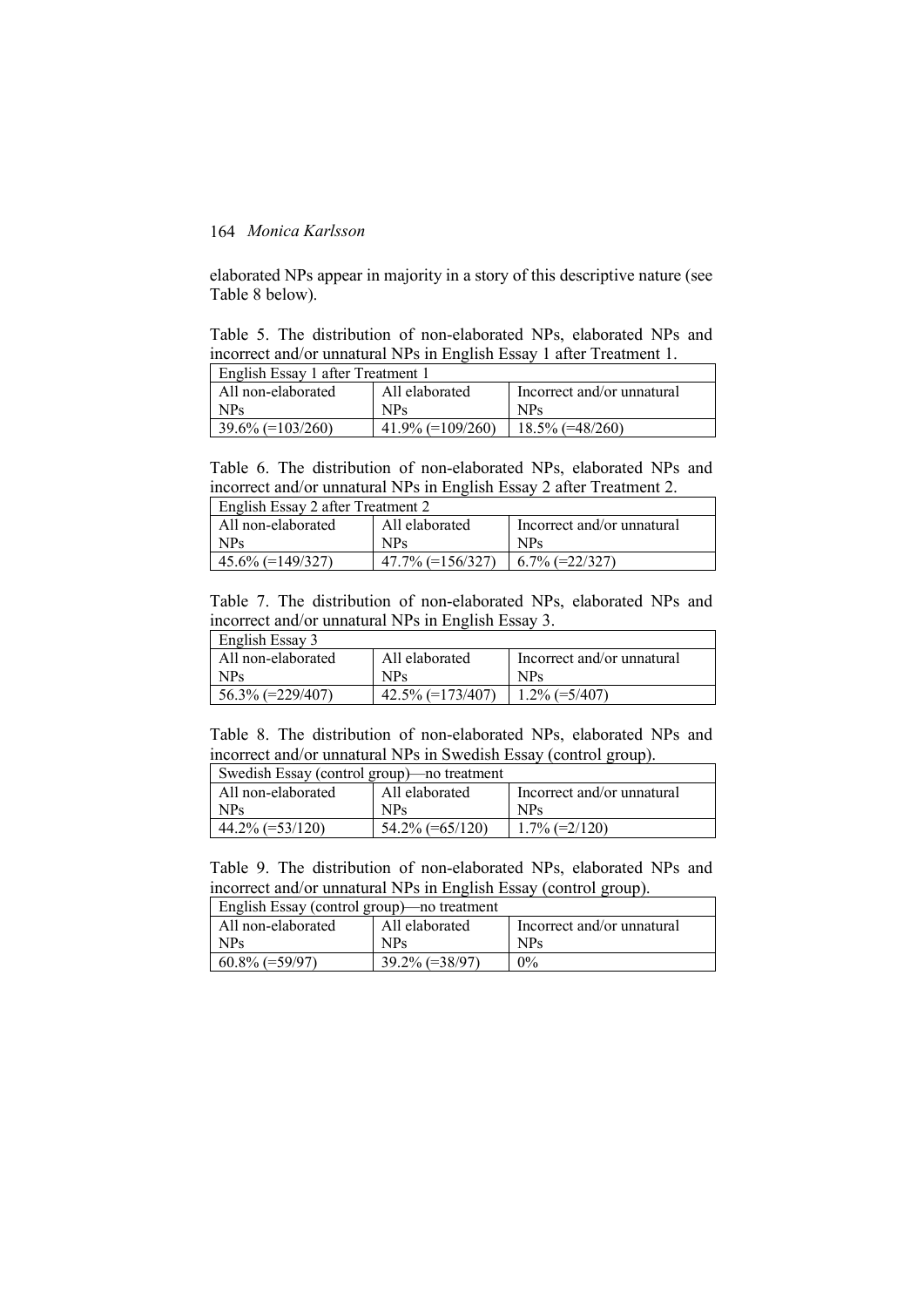elaborated NPs appear in majority in a story of this descriptive nature (see Table 8 below).

Table 5. The distribution of non-elaborated NPs, elaborated NPs and incorrect and/or unnatural NPs in English Essay 1 after Treatment 1.

| English Essay 1 after Treatment 1 | | |
|---|---|---|
| All non-elaborated NPs | All elaborated NPs | Incorrect and/or unnatural NPs |
| 39.6% (=103/260) | 41.9% (=109/260) | 18.5% (=48/260) |

Table 6. The distribution of non-elaborated NPs, elaborated NPs and incorrect and/or unnatural NPs in English Essay 2 after Treatment 2.

| English Essay 2 after Treatment 2 | | |
|---|---|---|
| All non-elaborated NPs | All elaborated NPs | Incorrect and/or unnatural NPs |
| 45.6% (=149/327) | 47.7% (=156/327) | 6.7% (=22/327) |

Table 7. The distribution of non-elaborated NPs, elaborated NPs and incorrect and/or unnatural NPs in English Essay 3.

| English Essay 3 | | |
|---|---|---|
| All non-elaborated NPs | All elaborated NPs | Incorrect and/or unnatural NPs |
| 56.3% (=229/407) | 42.5% (=173/407) | 1.2% (=5/407) |

Table 8. The distribution of non-elaborated NPs, elaborated NPs and incorrect and/or unnatural NPs in Swedish Essay (control group).

| Swedish Essay (control group)—no treatment | | |
|---|---|---|
| All non-elaborated NPs | All elaborated NPs | Incorrect and/or unnatural NPs |
| 44.2% (=53/120) | 54.2% (=65/120) | 1.7% (=2/120) |

Table 9. The distribution of non-elaborated NPs, elaborated NPs and incorrect and/or unnatural NPs in English Essay (control group).

| English Essay (control group)—no treatment | | |
|---|---|---|
| All non-elaborated NPs | All elaborated NPs | Incorrect and/or unnatural NPs |
| 60.8% (=59/97) | 39.2% (=38/97) | 0% |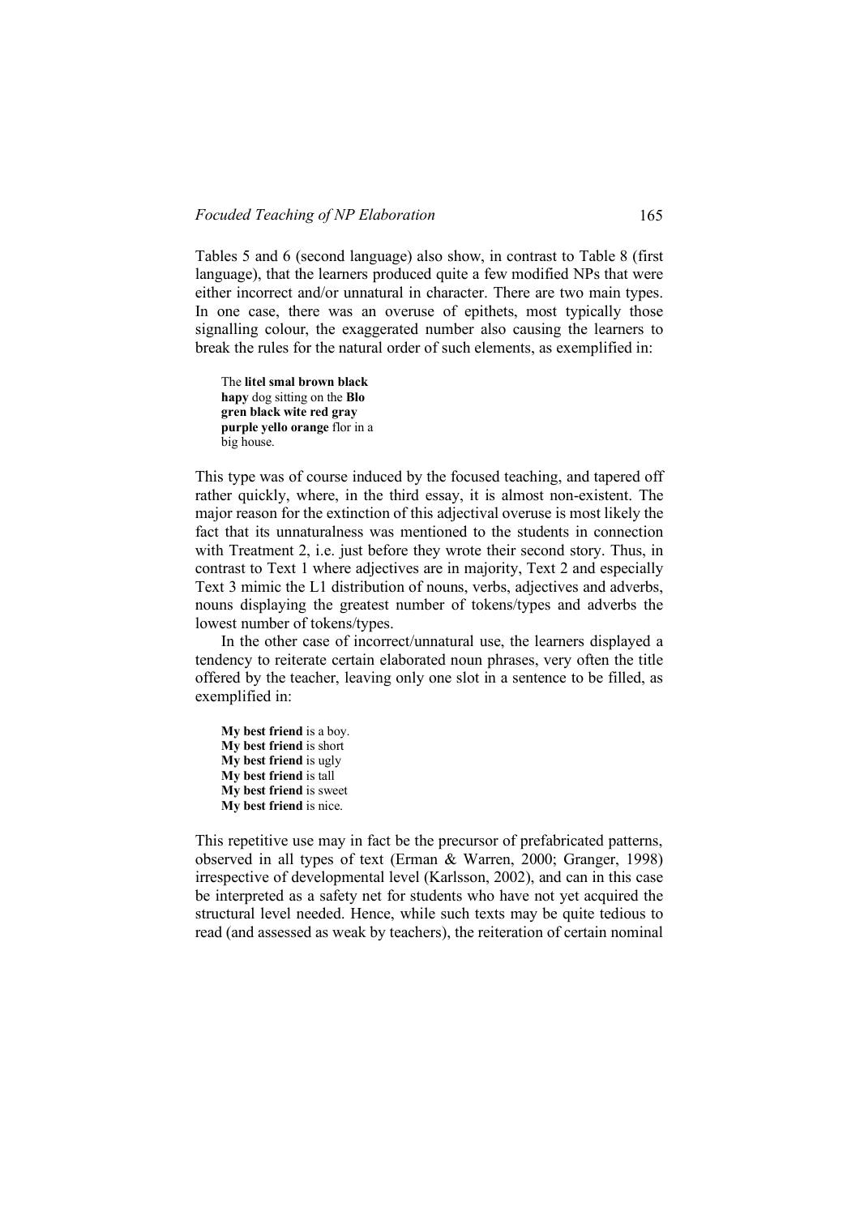Tables 5 and 6 (second language) also show, in contrast to Table 8 (first language), that the learners produced quite a few modified NPs that were either incorrect and/or unnatural in character. There are two main types. In one case, there was an overuse of epithets, most typically those signalling colour, the exaggerated number also causing the learners to break the rules for the natural order of such elements, as exemplified in:

> The **litel smal brown black hapy** dog sitting on the **Blo gren black wite red gray purple yello orange** flor in a big house.

This type was of course induced by the focused teaching, and tapered off rather quickly, where, in the third essay, it is almost non-existent. The major reason for the extinction of this adjectival overuse is most likely the fact that its unnaturalness was mentioned to the students in connection with Treatment 2, i.e. just before they wrote their second story. Thus, in contrast to Text 1 where adjectives are in majority, Text 2 and especially Text 3 mimic the L1 distribution of nouns, verbs, adjectives and adverbs, nouns displaying the greatest number of tokens/types and adverbs the lowest number of tokens/types.

In the other case of incorrect/unnatural use, the learners displayed a tendency to reiterate certain elaborated noun phrases, very often the title offered by the teacher, leaving only one slot in a sentence to be filled, as exemplified in:

> **My best friend** is a boy.
> **My best friend** is short
> **My best friend** is ugly
> **My best friend** is tall
> **My best friend** is sweet
> **My best friend** is nice.

This repetitive use may in fact be the precursor of prefabricated patterns, observed in all types of text (Erman & Warren, 2000; Granger, 1998) irrespective of developmental level (Karlsson, 2002), and can in this case be interpreted as a safety net for students who have not yet acquired the structural level needed. Hence, while such texts may be quite tedious to read (and assessed as weak by teachers), the reiteration of certain nominal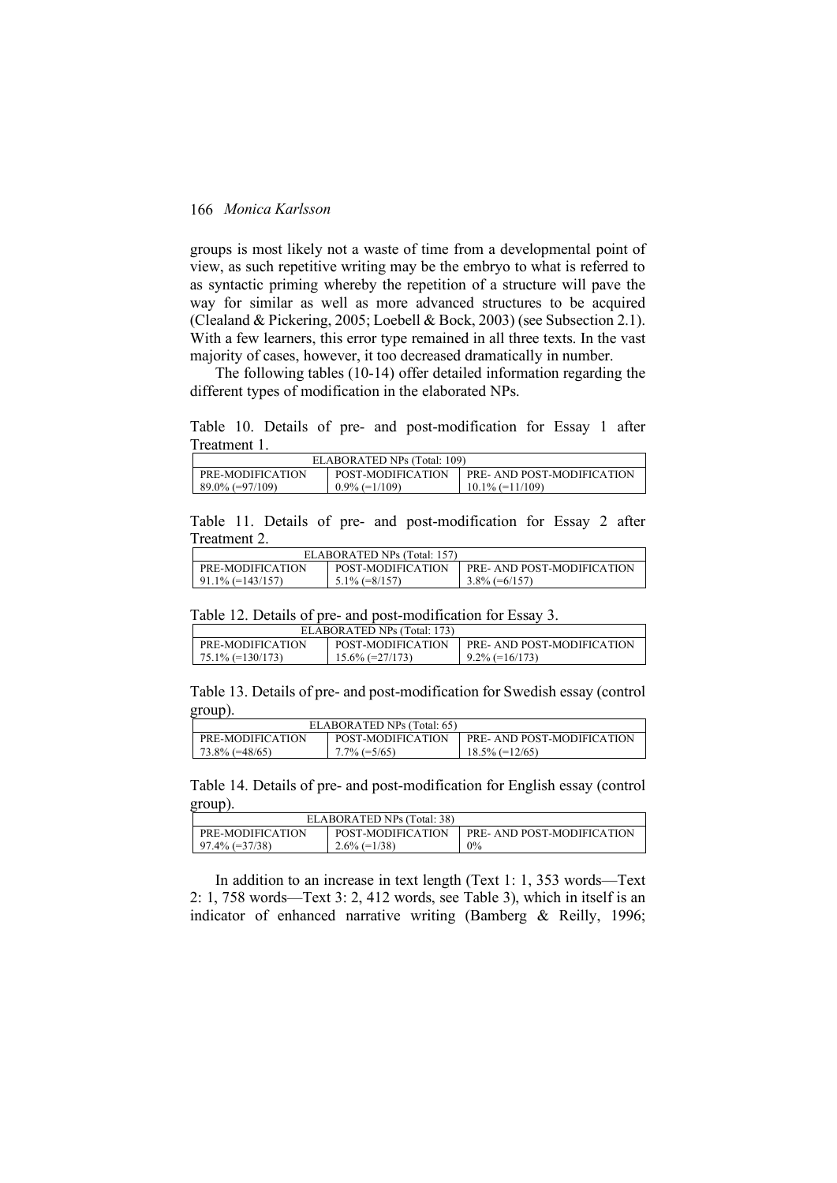groups is most likely not a waste of time from a developmental point of view, as such repetitive writing may be the embryo to what is referred to as syntactic priming whereby the repetition of a structure will pave the way for similar as well as more advanced structures to be acquired (Clealand & Pickering, 2005; Loebell & Bock, 2003) (see Subsection 2.1). With a few learners, this error type remained in all three texts. In the vast majority of cases, however, it too decreased dramatically in number.

The following tables (10-14) offer detailed information regarding the different types of modification in the elaborated NPs.

Table 10. Details of pre- and post-modification for Essay 1 after Treatment 1.

| ELABORATED NPs (Total: 109) | | |
|---|---|---|
| PRE-MODIFICATION | POST-MODIFICATION | PRE- AND POST-MODIFICATION |
| 89.0% (=97/109) | 0.9% (=1/109) | 10.1% (=11/109) |

Table 11. Details of pre- and post-modification for Essay 2 after Treatment 2.

| ELABORATED NPs (Total: 157) | | |
|---|---|---|
| PRE-MODIFICATION | POST-MODIFICATION | PRE- AND POST-MODIFICATION |
| 91.1% (=143/157) | 5.1% (=8/157) | 3.8% (=6/157) |

Table 12. Details of pre- and post-modification for Essay 3.

| ELABORATED NPs (Total: 173) | | |
|---|---|---|
| PRE-MODIFICATION | POST-MODIFICATION | PRE- AND POST-MODIFICATION |
| 75.1% (=130/173) | 15.6% (=27/173) | 9.2% (=16/173) |

Table 13. Details of pre- and post-modification for Swedish essay (control group).

| ELABORATED NPs (Total: 65) | | |
|---|---|---|
| PRE-MODIFICATION | POST-MODIFICATION | PRE- AND POST-MODIFICATION |
| 73.8% (=48/65) | 7.7% (=5/65) | 18.5% (=12/65) |

Table 14. Details of pre- and post-modification for English essay (control group).

| ELABORATED NPs (Total: 38) | | |
|---|---|---|
| PRE-MODIFICATION | POST-MODIFICATION | PRE- AND POST-MODIFICATION |
| 97.4% (=37/38) | 2.6% (=1/38) | 0% |

In addition to an increase in text length (Text 1: 1, 353 words—Text 2: 1, 758 words—Text 3: 2, 412 words, see Table 3), which in itself is an indicator of enhanced narrative writing (Bamberg & Reilly, 1996;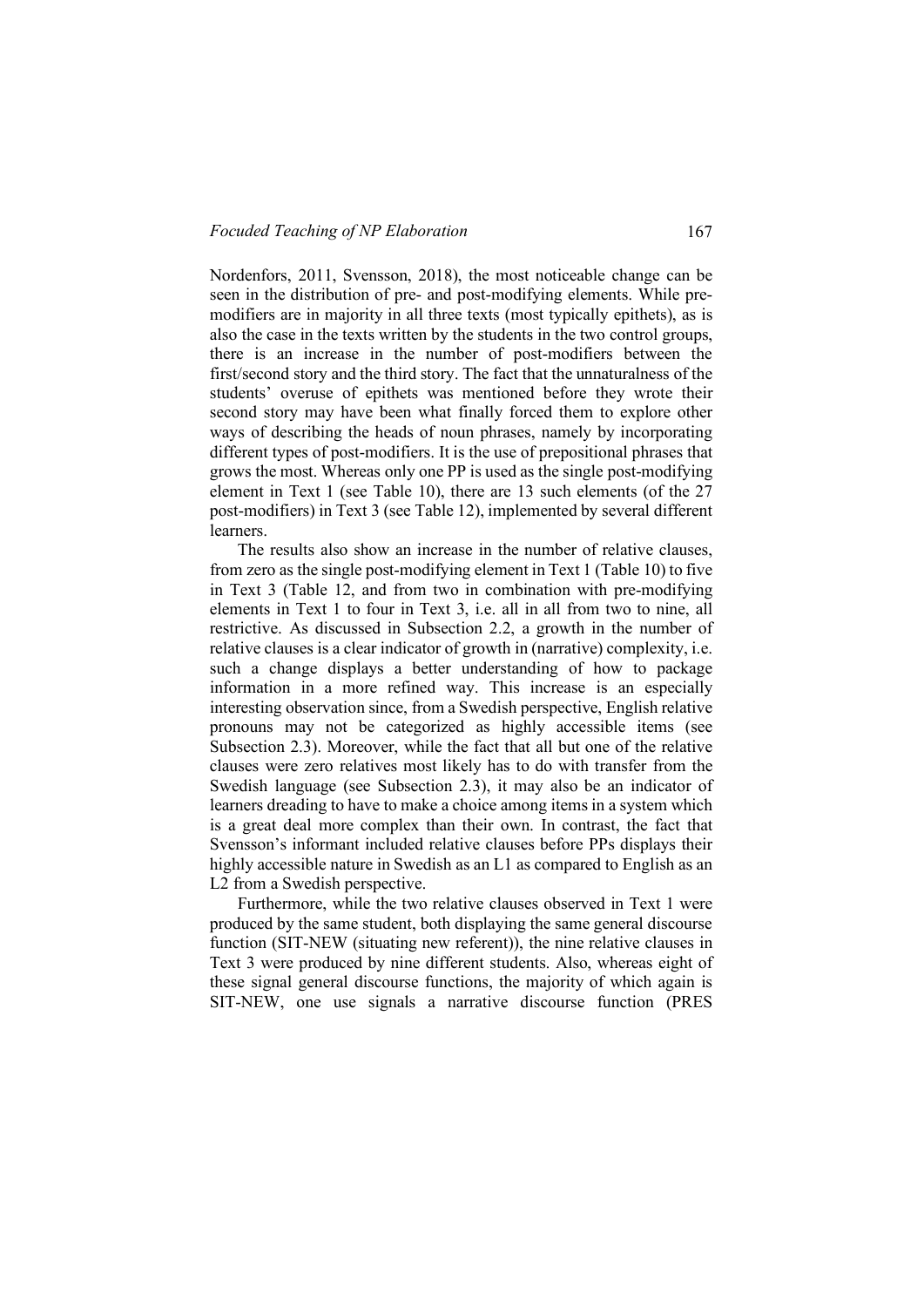Nordenfors, 2011, Svensson, 2018), the most noticeable change can be seen in the distribution of pre- and post-modifying elements. While pre-modifiers are in majority in all three texts (most typically epithets), as is also the case in the texts written by the students in the two control groups, there is an increase in the number of post-modifiers between the first/second story and the third story. The fact that the unnaturalness of the students' overuse of epithets was mentioned before they wrote their second story may have been what finally forced them to explore other ways of describing the heads of noun phrases, namely by incorporating different types of post-modifiers. It is the use of prepositional phrases that grows the most. Whereas only one PP is used as the single post-modifying element in Text 1 (see Table 10), there are 13 such elements (of the 27 post-modifiers) in Text 3 (see Table 12), implemented by several different learners.

The results also show an increase in the number of relative clauses, from zero as the single post-modifying element in Text 1 (Table 10) to five in Text 3 (Table 12, and from two in combination with pre-modifying elements in Text 1 to four in Text 3, i.e. all in all from two to nine, all restrictive. As discussed in Subsection 2.2, a growth in the number of relative clauses is a clear indicator of growth in (narrative) complexity, i.e. such a change displays a better understanding of how to package information in a more refined way. This increase is an especially interesting observation since, from a Swedish perspective, English relative pronouns may not be categorized as highly accessible items (see Subsection 2.3). Moreover, while the fact that all but one of the relative clauses were zero relatives most likely has to do with transfer from the Swedish language (see Subsection 2.3), it may also be an indicator of learners dreading to have to make a choice among items in a system which is a great deal more complex than their own. In contrast, the fact that Svensson's informant included relative clauses before PPs displays their highly accessible nature in Swedish as an L1 as compared to English as an L2 from a Swedish perspective.

Furthermore, while the two relative clauses observed in Text 1 were produced by the same student, both displaying the same general discourse function (SIT-NEW (situating new referent)), the nine relative clauses in Text 3 were produced by nine different students. Also, whereas eight of these signal general discourse functions, the majority of which again is SIT-NEW, one use signals a narrative discourse function (PRES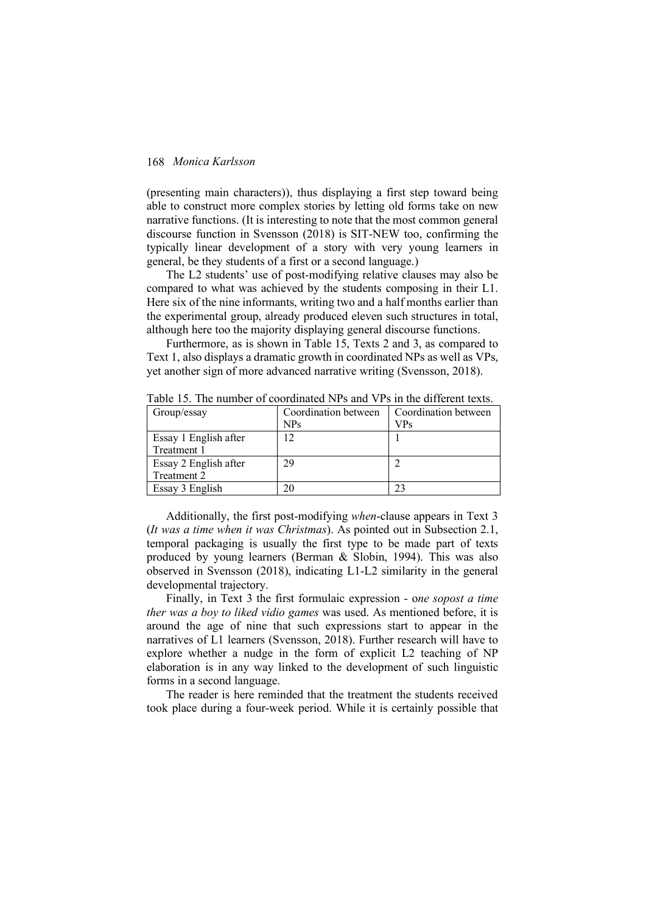(presenting main characters)), thus displaying a first step toward being able to construct more complex stories by letting old forms take on new narrative functions. (It is interesting to note that the most common general discourse function in Svensson (2018) is SIT-NEW too, confirming the typically linear development of a story with very young learners in general, be they students of a first or a second language.)

The L2 students' use of post-modifying relative clauses may also be compared to what was achieved by the students composing in their L1. Here six of the nine informants, writing two and a half months earlier than the experimental group, already produced eleven such structures in total, although here too the majority displaying general discourse functions.

Furthermore, as is shown in Table 15, Texts 2 and 3, as compared to Text 1, also displays a dramatic growth in coordinated NPs as well as VPs, yet another sign of more advanced narrative writing (Svensson, 2018).

Table 15. The number of coordinated NPs and VPs in the different texts.

| Group/essay | Coordination between NPs | Coordination between VPs |
|---|---|---|
| Essay 1 English after Treatment 1 | 12 | 1 |
| Essay 2 English after Treatment 2 | 29 | 2 |
| Essay 3 English | 20 | 23 |

Additionally, the first post-modifying *when*-clause appears in Text 3 (*It was a time when it was Christmas*). As pointed out in Subsection 2.1, temporal packaging is usually the first type to be made part of texts produced by young learners (Berman & Slobin, 1994). This was also observed in Svensson (2018), indicating L1-L2 similarity in the general developmental trajectory.

Finally, in Text 3 the first formulaic expression - o*ne sopost a time ther was a boy to liked vidio games* was used. As mentioned before, it is around the age of nine that such expressions start to appear in the narratives of L1 learners (Svensson, 2018). Further research will have to explore whether a nudge in the form of explicit L2 teaching of NP elaboration is in any way linked to the development of such linguistic forms in a second language.

The reader is here reminded that the treatment the students received took place during a four-week period. While it is certainly possible that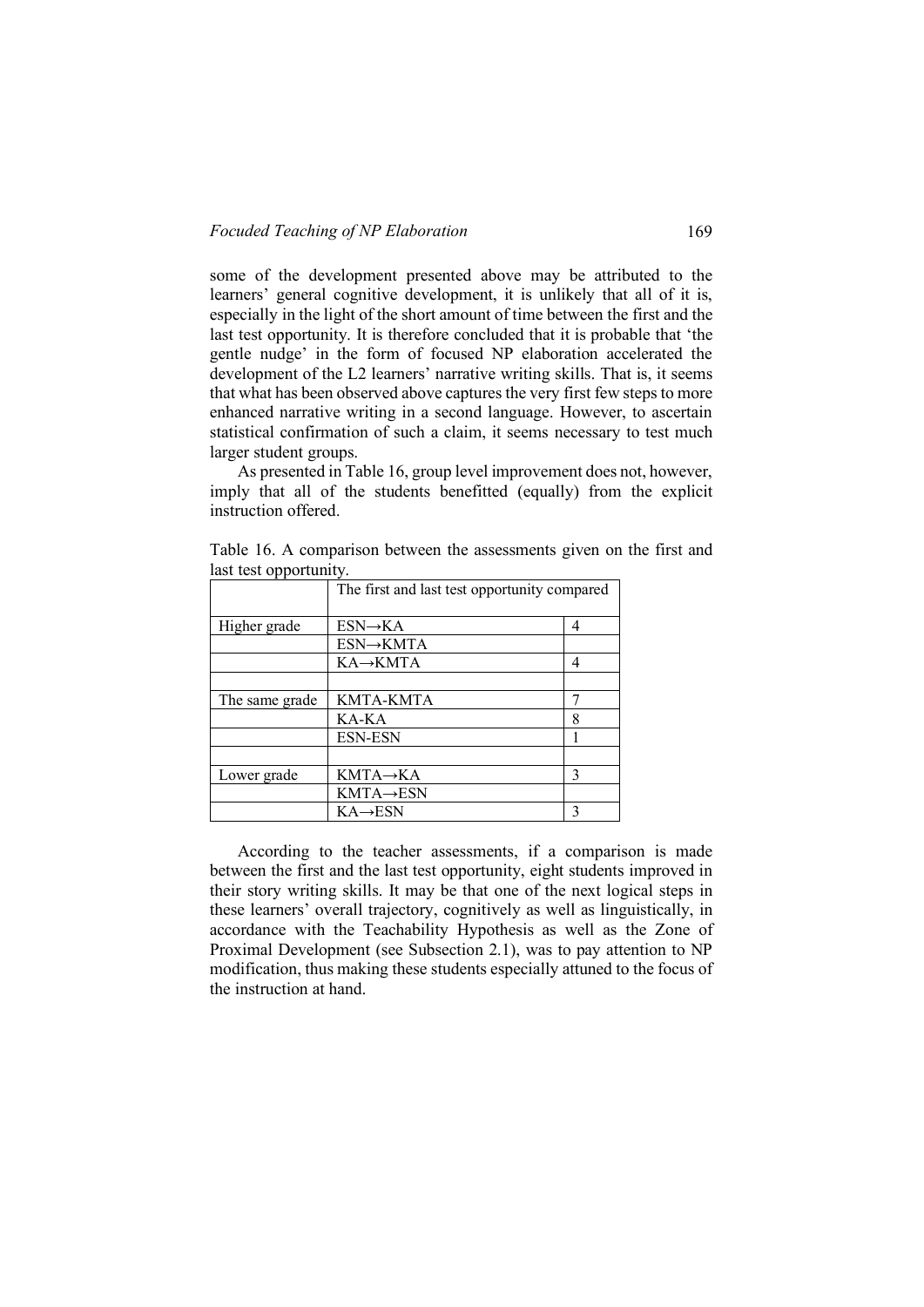some of the development presented above may be attributed to the learners' general cognitive development, it is unlikely that all of it is, especially in the light of the short amount of time between the first and the last test opportunity. It is therefore concluded that it is probable that 'the gentle nudge' in the form of focused NP elaboration accelerated the development of the L2 learners' narrative writing skills. That is, it seems that what has been observed above captures the very first few steps to more enhanced narrative writing in a second language. However, to ascertain statistical confirmation of such a claim, it seems necessary to test much larger student groups.

As presented in Table 16, group level improvement does not, however, imply that all of the students benefitted (equally) from the explicit instruction offered.

Table 16. A comparison between the assessments given on the first and last test opportunity.

| | The first and last test opportunity compared | |
|---|---|---|
| Higher grade | ESN→KA | 4 |
| | ESN→KMTA | |
| | KA→KMTA | 4 |
| | | |
| The same grade | KMTA-KMTA | 7 |
| | KA-KA | 8 |
| | ESN-ESN | 1 |
| | | |
| Lower grade | KMTA→KA | 3 |
| | KMTA→ESN | |
| | KA→ESN | 3 |

According to the teacher assessments, if a comparison is made between the first and the last test opportunity, eight students improved in their story writing skills. It may be that one of the next logical steps in these learners' overall trajectory, cognitively as well as linguistically, in accordance with the Teachability Hypothesis as well as the Zone of Proximal Development (see Subsection 2.1), was to pay attention to NP modification, thus making these students especially attuned to the focus of the instruction at hand.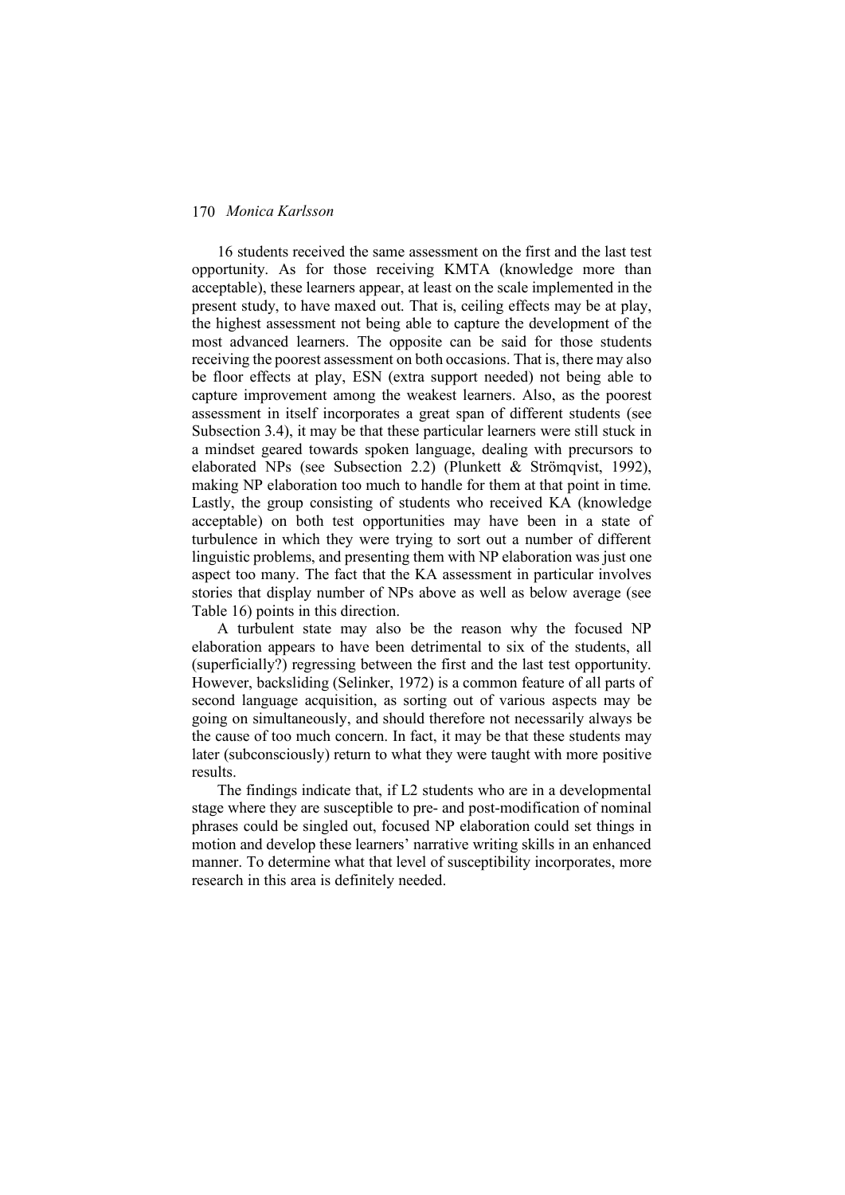16 students received the same assessment on the first and the last test opportunity. As for those receiving KMTA (knowledge more than acceptable), these learners appear, at least on the scale implemented in the present study, to have maxed out. That is, ceiling effects may be at play, the highest assessment not being able to capture the development of the most advanced learners. The opposite can be said for those students receiving the poorest assessment on both occasions. That is, there may also be floor effects at play, ESN (extra support needed) not being able to capture improvement among the weakest learners. Also, as the poorest assessment in itself incorporates a great span of different students (see Subsection 3.4), it may be that these particular learners were still stuck in a mindset geared towards spoken language, dealing with precursors to elaborated NPs (see Subsection 2.2) (Plunkett & Strömqvist, 1992), making NP elaboration too much to handle for them at that point in time. Lastly, the group consisting of students who received KA (knowledge acceptable) on both test opportunities may have been in a state of turbulence in which they were trying to sort out a number of different linguistic problems, and presenting them with NP elaboration was just one aspect too many. The fact that the KA assessment in particular involves stories that display number of NPs above as well as below average (see Table 16) points in this direction.

A turbulent state may also be the reason why the focused NP elaboration appears to have been detrimental to six of the students, all (superficially?) regressing between the first and the last test opportunity. However, backsliding (Selinker, 1972) is a common feature of all parts of second language acquisition, as sorting out of various aspects may be going on simultaneously, and should therefore not necessarily always be the cause of too much concern. In fact, it may be that these students may later (subconsciously) return to what they were taught with more positive results.

The findings indicate that, if L2 students who are in a developmental stage where they are susceptible to pre- and post-modification of nominal phrases could be singled out, focused NP elaboration could set things in motion and develop these learners' narrative writing skills in an enhanced manner. To determine what that level of susceptibility incorporates, more research in this area is definitely needed.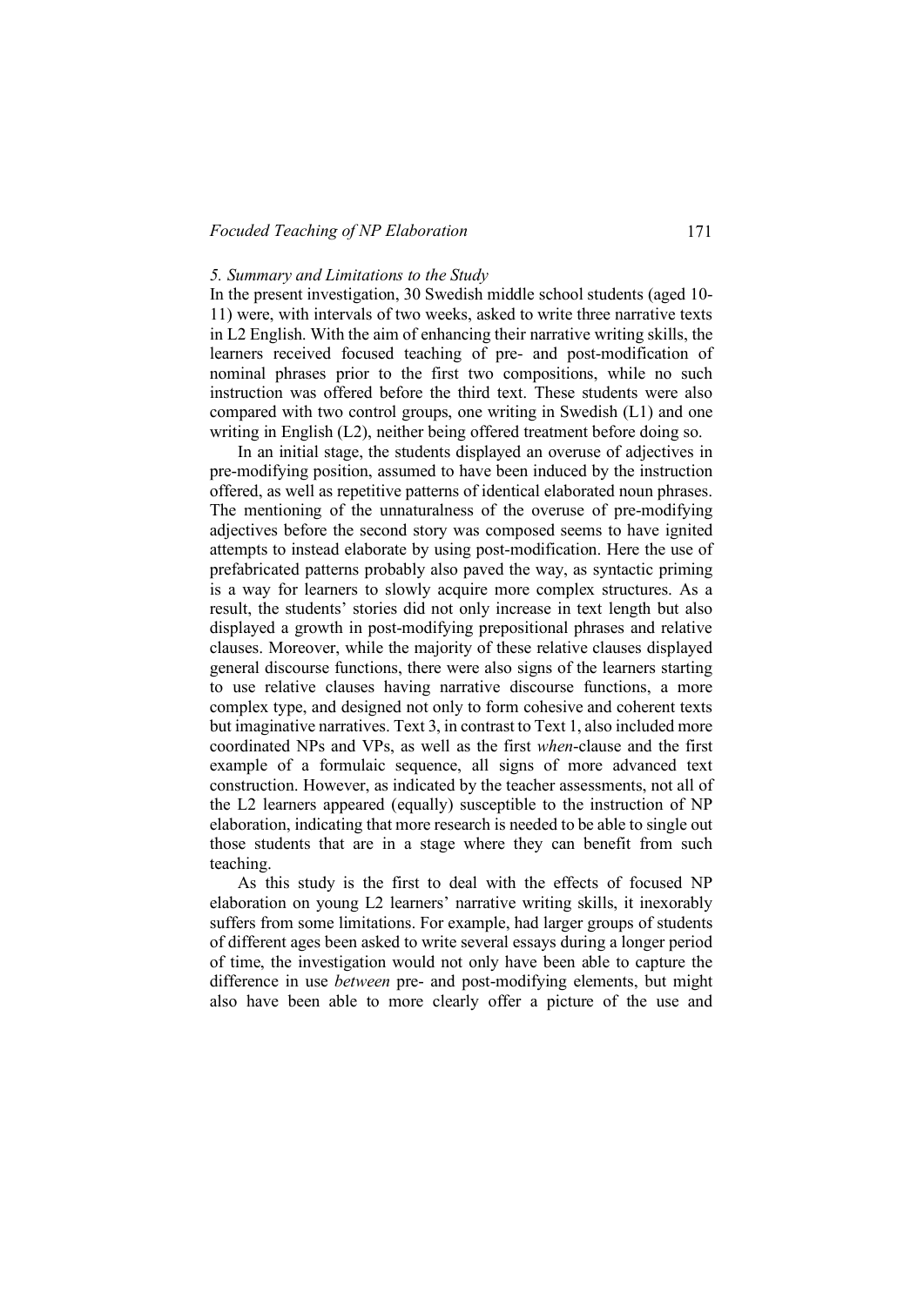*5. Summary and Limitations to the Study*

In the present investigation, 30 Swedish middle school students (aged 10-11) were, with intervals of two weeks, asked to write three narrative texts in L2 English. With the aim of enhancing their narrative writing skills, the learners received focused teaching of pre- and post-modification of nominal phrases prior to the first two compositions, while no such instruction was offered before the third text. These students were also compared with two control groups, one writing in Swedish (L1) and one writing in English (L2), neither being offered treatment before doing so.

In an initial stage, the students displayed an overuse of adjectives in pre-modifying position, assumed to have been induced by the instruction offered, as well as repetitive patterns of identical elaborated noun phrases. The mentioning of the unnaturalness of the overuse of pre-modifying adjectives before the second story was composed seems to have ignited attempts to instead elaborate by using post-modification. Here the use of prefabricated patterns probably also paved the way, as syntactic priming is a way for learners to slowly acquire more complex structures. As a result, the students' stories did not only increase in text length but also displayed a growth in post-modifying prepositional phrases and relative clauses. Moreover, while the majority of these relative clauses displayed general discourse functions, there were also signs of the learners starting to use relative clauses having narrative discourse functions, a more complex type, and designed not only to form cohesive and coherent texts but imaginative narratives. Text 3, in contrast to Text 1, also included more coordinated NPs and VPs, as well as the first *when*-clause and the first example of a formulaic sequence, all signs of more advanced text construction. However, as indicated by the teacher assessments, not all of the L2 learners appeared (equally) susceptible to the instruction of NP elaboration, indicating that more research is needed to be able to single out those students that are in a stage where they can benefit from such teaching.

As this study is the first to deal with the effects of focused NP elaboration on young L2 learners' narrative writing skills, it inexorably suffers from some limitations. For example, had larger groups of students of different ages been asked to write several essays during a longer period of time, the investigation would not only have been able to capture the difference in use *between* pre- and post-modifying elements, but might also have been able to more clearly offer a picture of the use and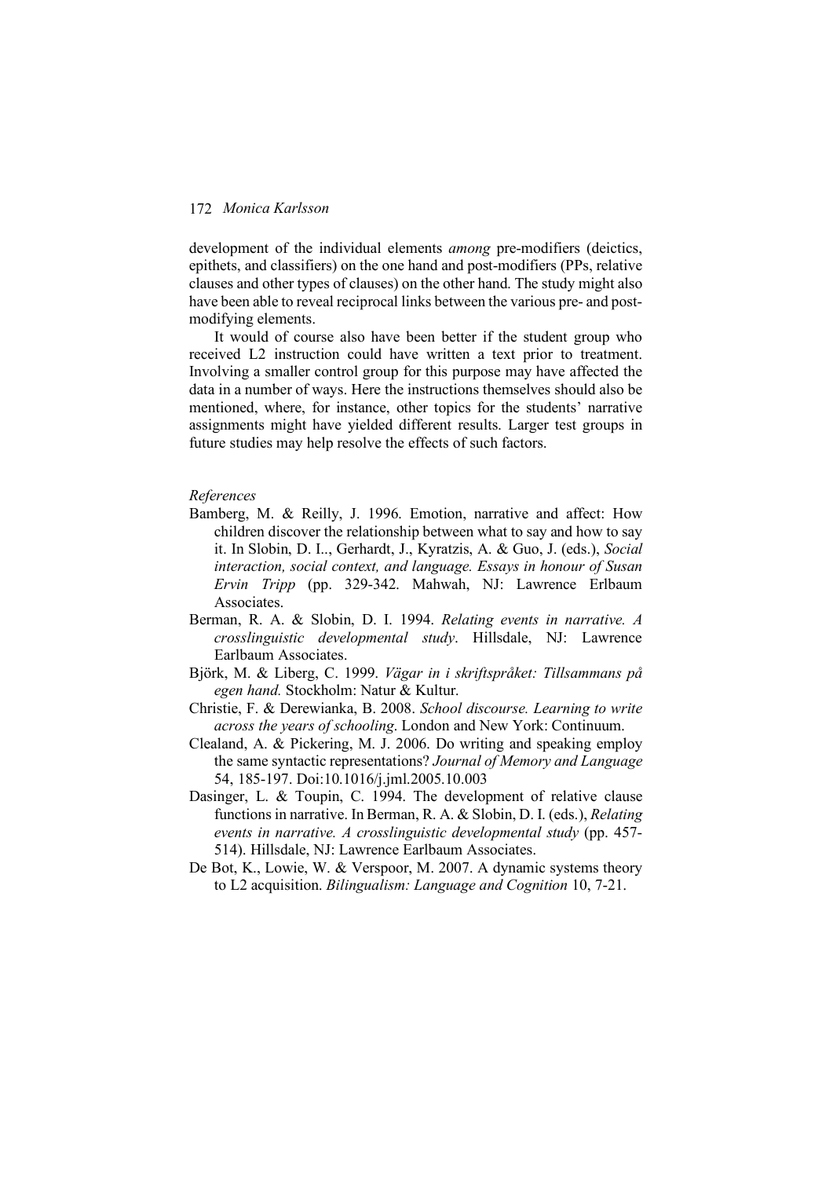development of the individual elements *among* pre-modifiers (deictics, epithets, and classifiers) on the one hand and post-modifiers (PPs, relative clauses and other types of clauses) on the other hand. The study might also have been able to reveal reciprocal links between the various pre- and post-modifying elements.

It would of course also have been better if the student group who received L2 instruction could have written a text prior to treatment. Involving a smaller control group for this purpose may have affected the data in a number of ways. Here the instructions themselves should also be mentioned, where, for instance, other topics for the students' narrative assignments might have yielded different results. Larger test groups in future studies may help resolve the effects of such factors.

*References*

Bamberg, M. & Reilly, J. 1996. Emotion, narrative and affect: How children discover the relationship between what to say and how to say it. In Slobin, D. I.., Gerhardt, J., Kyratzis, A. & Guo, J. (eds.), *Social interaction, social context, and language. Essays in honour of Susan Ervin Tripp* (pp. 329-342. Mahwah, NJ: Lawrence Erlbaum Associates.

Berman, R. A. & Slobin, D. I. 1994. *Relating events in narrative. A crosslinguistic developmental study*. Hillsdale, NJ: Lawrence Earlbaum Associates.

Björk, M. & Liberg, C. 1999. *Vägar in i skriftspråket: Tillsammans på egen hand.* Stockholm: Natur & Kultur.

Christie, F. & Derewianka, B. 2008. *School discourse. Learning to write across the years of schooling*. London and New York: Continuum.

Clealand, A. & Pickering, M. J. 2006. Do writing and speaking employ the same syntactic representations? *Journal of Memory and Language* 54, 185-197. Doi:10.1016/j.jml.2005.10.003

Dasinger, L. & Toupin, C. 1994. The development of relative clause functions in narrative. In Berman, R. A. & Slobin, D. I. (eds.), *Relating events in narrative. A crosslinguistic developmental study* (pp. 457-514). Hillsdale, NJ: Lawrence Earlbaum Associates.

De Bot, K., Lowie, W. & Verspoor, M. 2007. A dynamic systems theory to L2 acquisition. *Bilingualism: Language and Cognition* 10, 7-21.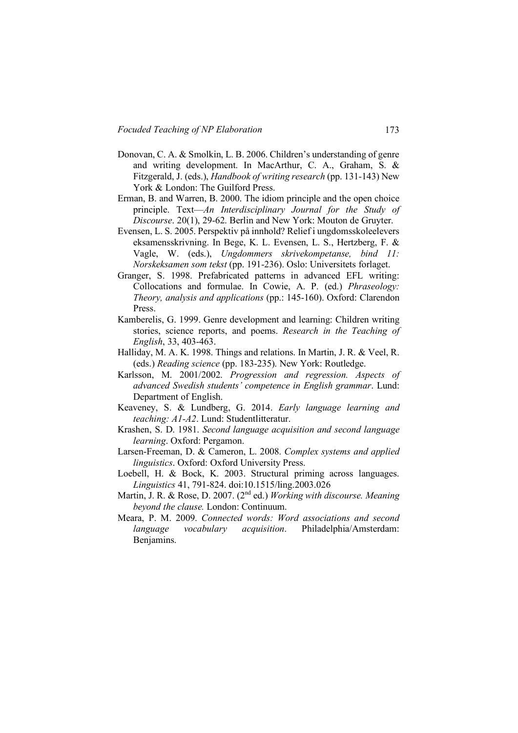Donovan, C. A. & Smolkin, L. B. 2006. Children's understanding of genre and writing development. In MacArthur, C. A., Graham, S. & Fitzgerald, J. (eds.), *Handbook of writing research* (pp. 131-143) New York & London: The Guilford Press.

Erman, B. and Warren, B. 2000. The idiom principle and the open choice principle. Text—*An Interdisciplinary Journal for the Study of Discourse*. 20(1), 29-62. Berlin and New York: Mouton de Gruyter.

Evensen, L. S. 2005. Perspektiv på innhold? Relief i ungdomsskoleelevers eksamensskrivning. In Bege, K. L. Evensen, L. S., Hertzberg, F. & Vagle, W. (eds.), *Ungdommers skrivekompetanse, bind 11: Norskeksamen som tekst* (pp. 191-236). Oslo: Universitets forlaget.

Granger, S. 1998. Prefabricated patterns in advanced EFL writing: Collocations and formulae. In Cowie, A. P. (ed.) *Phraseology: Theory, analysis and applications* (pp.: 145-160). Oxford: Clarendon Press.

Kamberelis, G. 1999. Genre development and learning: Children writing stories, science reports, and poems. *Research in the Teaching of English*, 33, 403-463.

Halliday, M. A. K. 1998. Things and relations. In Martin, J. R. & Veel, R. (eds.) *Reading science* (pp. 183-235). New York: Routledge.

Karlsson, M. 2001/2002. *Progression and regression. Aspects of advanced Swedish students' competence in English grammar*. Lund: Department of English.

Keaveney, S. & Lundberg, G. 2014. *Early language learning and teaching: A1-A2*. Lund: Studentlitteratur.

Krashen, S. D. 1981. *Second language acquisition and second language learning*. Oxford: Pergamon.

Larsen-Freeman, D. & Cameron, L. 2008. *Complex systems and applied linguistics*. Oxford: Oxford University Press.

Loebell, H. & Bock, K. 2003. Structural priming across languages. *Linguistics* 41, 791-824. doi:10.1515/ling.2003.026

Martin, J. R. & Rose, D. 2007. (2nd ed.) *Working with discourse. Meaning beyond the clause.* London: Continuum.

Meara, P. M. 2009. *Connected words: Word associations and second language vocabulary acquisition*. Philadelphia/Amsterdam: Benjamins.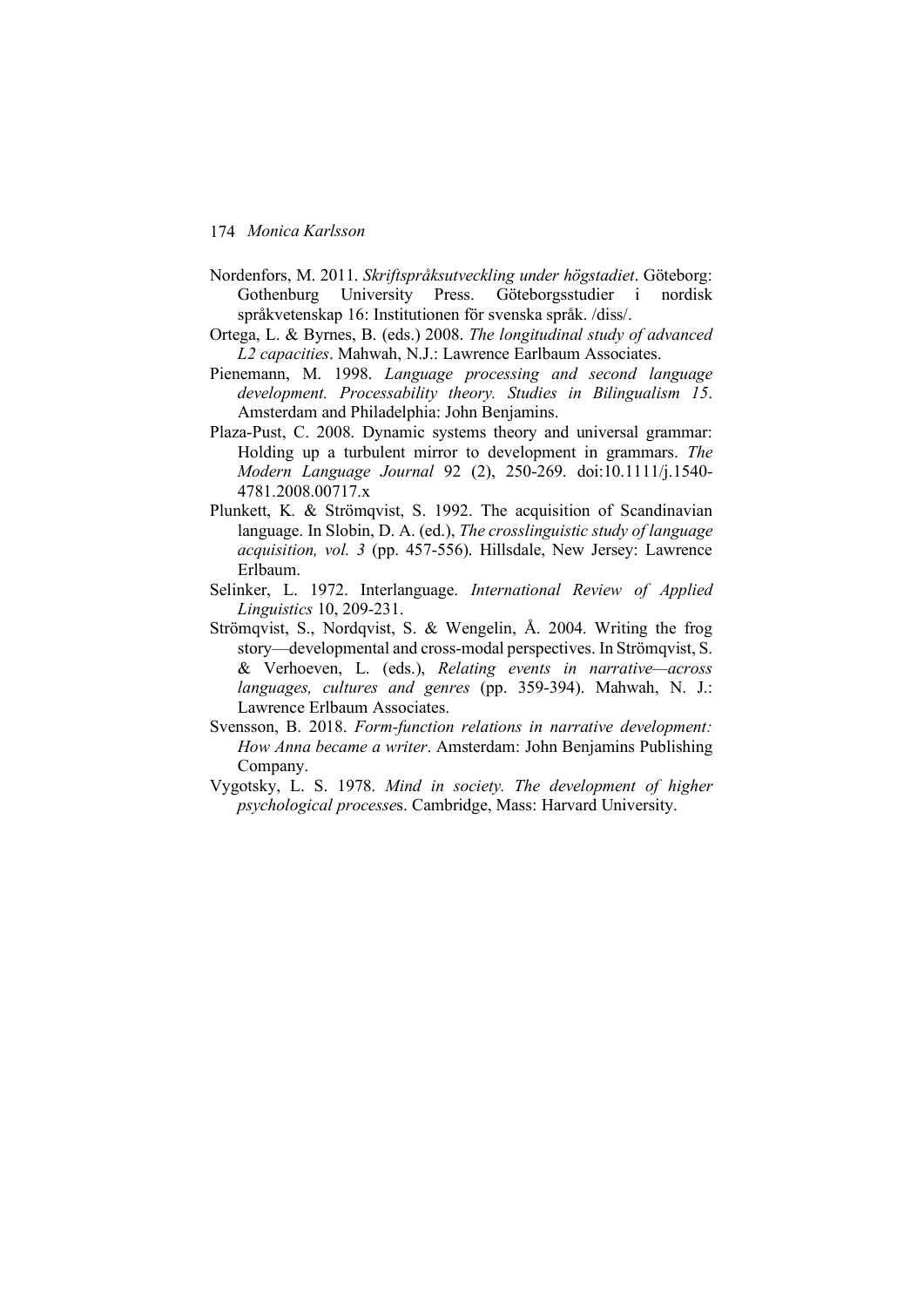Nordenfors, M. 2011. *Skriftspråksutveckling under högstadiet*. Göteborg: Gothenburg University Press. Göteborgsstudier i nordisk språkvetenskap 16: Institutionen för svenska språk. /diss/.

Ortega, L. & Byrnes, B. (eds.) 2008. *The longitudinal study of advanced L2 capacities*. Mahwah, N.J.: Lawrence Earlbaum Associates.

Pienemann, M. 1998. *Language processing and second language development. Processability theory. Studies in Bilingualism 15*. Amsterdam and Philadelphia: John Benjamins.

Plaza-Pust, C. 2008. Dynamic systems theory and universal grammar: Holding up a turbulent mirror to development in grammars. *The Modern Language Journal* 92 (2), 250-269. doi:10.1111/j.1540-4781.2008.00717.x

Plunkett, K. & Strömqvist, S. 1992. The acquisition of Scandinavian language. In Slobin, D. A. (ed.), *The crosslinguistic study of language acquisition, vol. 3* (pp. 457-556). Hillsdale, New Jersey: Lawrence Erlbaum.

Selinker, L. 1972. Interlanguage. *International Review of Applied Linguistics* 10, 209-231.

Strömqvist, S., Nordqvist, S. & Wengelin, Å. 2004. Writing the frog story—developmental and cross-modal perspectives. In Strömqvist, S. & Verhoeven, L. (eds.), *Relating events in narrative—across languages, cultures and genres* (pp. 359-394). Mahwah, N. J.: Lawrence Erlbaum Associates.

Svensson, B. 2018. *Form-function relations in narrative development: How Anna became a writer*. Amsterdam: John Benjamins Publishing Company.

Vygotsky, L. S. 1978. *Mind in society. The development of higher psychological processes*. Cambridge, Mass: Harvard University.